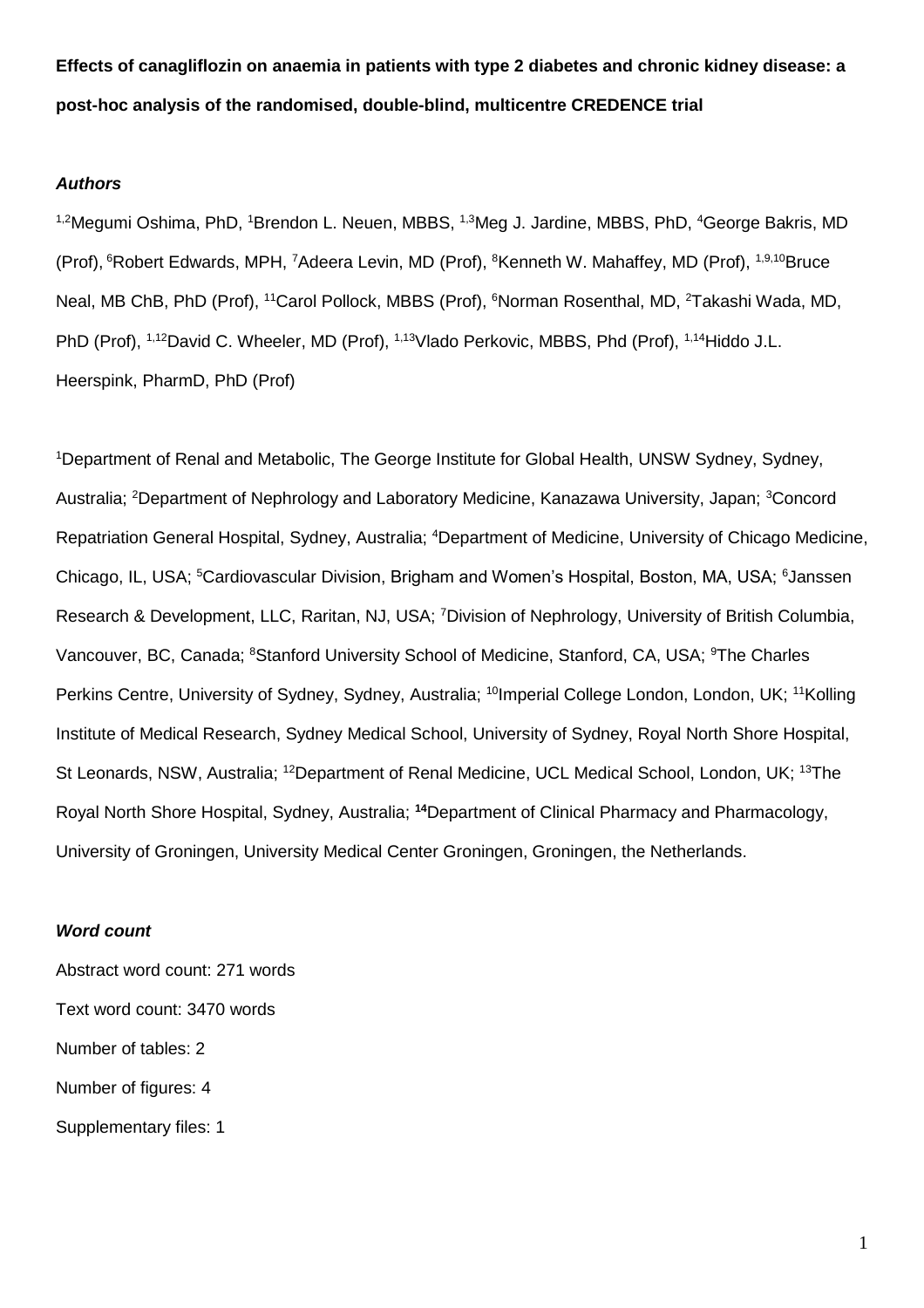**Effects of canagliflozin on anaemia in patients with type 2 diabetes and chronic kidney disease: a post-hoc analysis of the randomised, double-blind, multicentre CREDENCE trial**

***Authors***

[1,2]Megumi Oshima, PhD, [1]Brendon L. Neuen, MBBS, [1,3]Meg J. Jardine, MBBS, PhD, [4]George Bakris, MD (Prof), [6]Robert Edwards, MPH, [7]Adeera Levin, MD (Prof), [8]Kenneth W. Mahaffey, MD (Prof), [1,9,10]Bruce Neal, MB ChB, PhD (Prof), [11]Carol Pollock, MBBS (Prof), [6]Norman Rosenthal, MD, [2]Takashi Wada, MD, PhD (Prof), [1,12]David C. Wheeler, MD (Prof), [1,13]Vlado Perkovic, MBBS, Phd (Prof), [1,14]Hiddo J.L. Heerspink, PharmD, PhD (Prof)

[1]Department of Renal and Metabolic, The George Institute for Global Health, UNSW Sydney, Sydney, Australia; [2]Department of Nephrology and Laboratory Medicine, Kanazawa University, Japan; [3]Concord Repatriation General Hospital, Sydney, Australia; [4]Department of Medicine, University of Chicago Medicine, Chicago, IL, USA; [5]Cardiovascular Division, Brigham and Women's Hospital, Boston, MA, USA; [6]Janssen Research & Development, LLC, Raritan, NJ, USA; [7]Division of Nephrology, University of British Columbia, Vancouver, BC, Canada; [8]Stanford University School of Medicine, Stanford, CA, USA; [9]The Charles Perkins Centre, University of Sydney, Sydney, Australia; [10]Imperial College London, London, UK; [11]Kolling Institute of Medical Research, Sydney Medical School, University of Sydney, Royal North Shore Hospital, St Leonards, NSW, Australia; [12]Department of Renal Medicine, UCL Medical School, London, UK; [13]The Royal North Shore Hospital, Sydney, Australia; [14]Department of Clinical Pharmacy and Pharmacology, University of Groningen, University Medical Center Groningen, Groningen, the Netherlands.

***Word count***

Abstract word count: 271 words

Text word count: 3470 words

Number of tables: 2

Number of figures: 4

Supplementary files: 1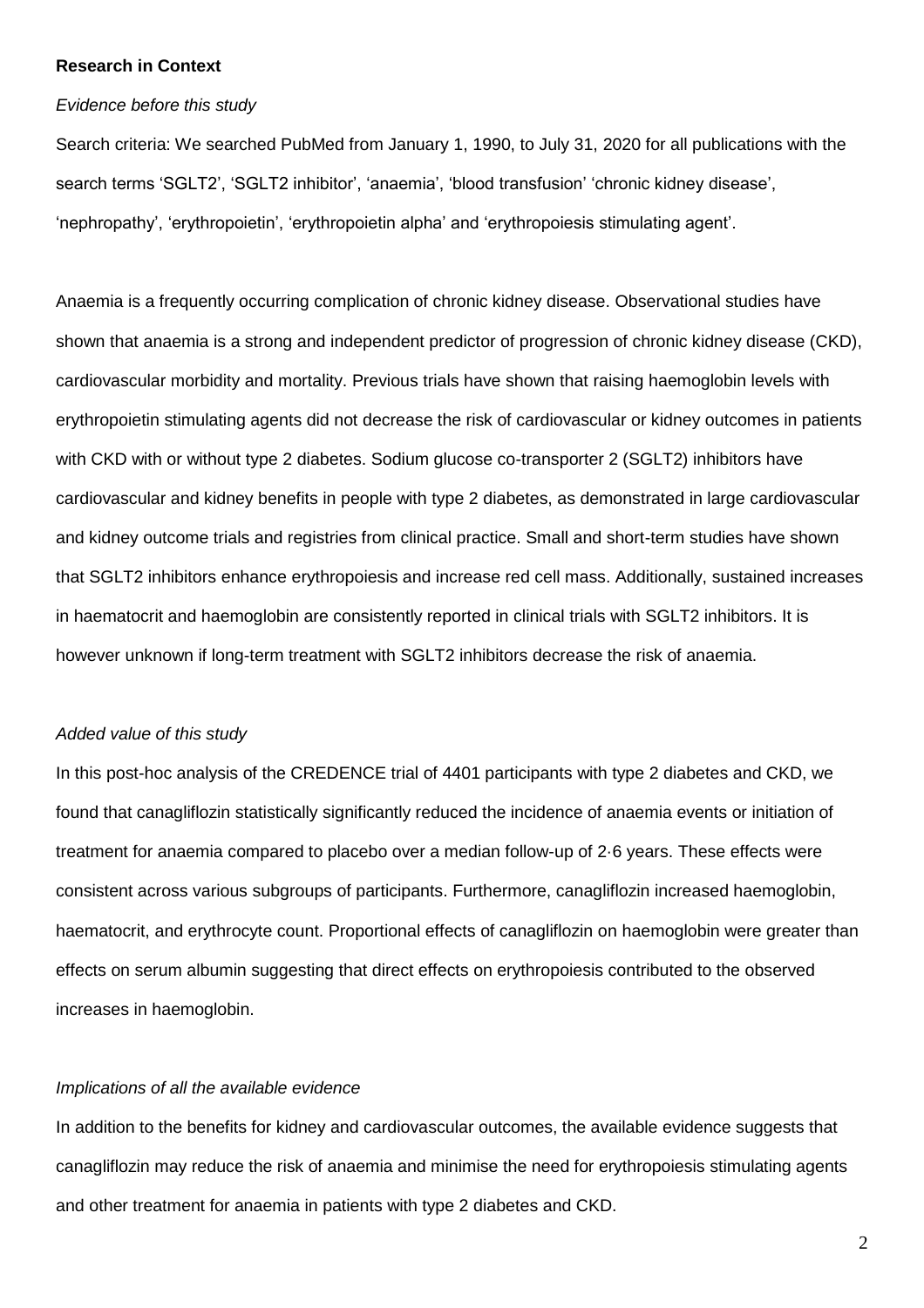**Research in Context**

*Evidence before this study*

Search criteria: We searched PubMed from January 1, 1990, to July 31, 2020 for all publications with the search terms 'SGLT2', 'SGLT2 inhibitor', 'anaemia', 'blood transfusion' 'chronic kidney disease', 'nephropathy', 'erythropoietin', 'erythropoietin alpha' and 'erythropoiesis stimulating agent'.

Anaemia is a frequently occurring complication of chronic kidney disease. Observational studies have shown that anaemia is a strong and independent predictor of progression of chronic kidney disease (CKD), cardiovascular morbidity and mortality. Previous trials have shown that raising haemoglobin levels with erythropoietin stimulating agents did not decrease the risk of cardiovascular or kidney outcomes in patients with CKD with or without type 2 diabetes. Sodium glucose co-transporter 2 (SGLT2) inhibitors have cardiovascular and kidney benefits in people with type 2 diabetes, as demonstrated in large cardiovascular and kidney outcome trials and registries from clinical practice. Small and short-term studies have shown that SGLT2 inhibitors enhance erythropoiesis and increase red cell mass. Additionally, sustained increases in haematocrit and haemoglobin are consistently reported in clinical trials with SGLT2 inhibitors. It is however unknown if long-term treatment with SGLT2 inhibitors decrease the risk of anaemia.

*Added value of this study*

In this post-hoc analysis of the CREDENCE trial of 4401 participants with type 2 diabetes and CKD, we found that canagliflozin statistically significantly reduced the incidence of anaemia events or initiation of treatment for anaemia compared to placebo over a median follow-up of 2·6 years. These effects were consistent across various subgroups of participants. Furthermore, canagliflozin increased haemoglobin, haematocrit, and erythrocyte count. Proportional effects of canagliflozin on haemoglobin were greater than effects on serum albumin suggesting that direct effects on erythropoiesis contributed to the observed increases in haemoglobin.

*Implications of all the available evidence*

In addition to the benefits for kidney and cardiovascular outcomes, the available evidence suggests that canagliflozin may reduce the risk of anaemia and minimise the need for erythropoiesis stimulating agents and other treatment for anaemia in patients with type 2 diabetes and CKD.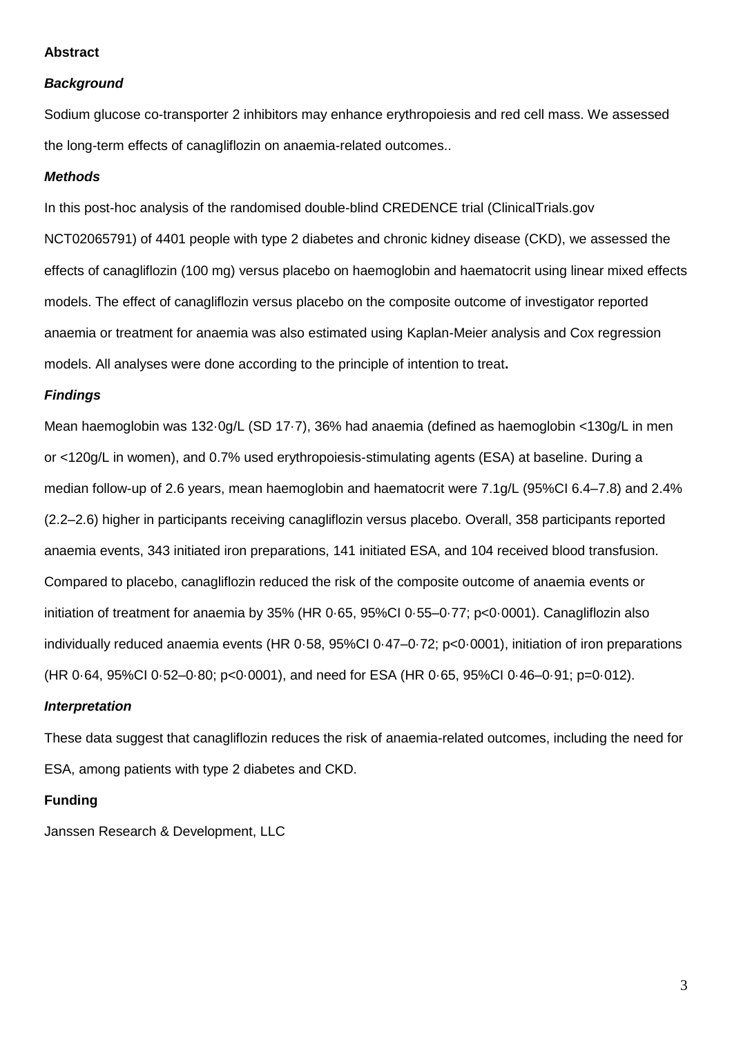## Abstract

### *Background*

Sodium glucose co-transporter 2 inhibitors may enhance erythropoiesis and red cell mass. We assessed the long-term effects of canagliflozin on anaemia-related outcomes..

### *Methods*

In this post-hoc analysis of the randomised double-blind CREDENCE trial (ClinicalTrials.gov NCT02065791) of 4401 people with type 2 diabetes and chronic kidney disease (CKD), we assessed the effects of canagliflozin (100 mg) versus placebo on haemoglobin and haematocrit using linear mixed effects models. The effect of canagliflozin versus placebo on the composite outcome of investigator reported anaemia or treatment for anaemia was also estimated using Kaplan-Meier analysis and Cox regression models. All analyses were done according to the principle of intention to treat**.**

### *Findings*

Mean haemoglobin was 132·0g/L (SD 17·7), 36% had anaemia (defined as haemoglobin <130g/L in men or <120g/L in women), and 0.7% used erythropoiesis-stimulating agents (ESA) at baseline. During a median follow-up of 2.6 years, mean haemoglobin and haematocrit were 7.1g/L (95%CI 6.4–7.8) and 2.4% (2.2–2.6) higher in participants receiving canagliflozin versus placebo. Overall, 358 participants reported anaemia events, 343 initiated iron preparations, 141 initiated ESA, and 104 received blood transfusion. Compared to placebo, canagliflozin reduced the risk of the composite outcome of anaemia events or initiation of treatment for anaemia by 35% (HR 0·65, 95%CI 0·55–0·77; p<0·0001). Canagliflozin also individually reduced anaemia events (HR 0·58, 95%CI 0·47–0·72; p<0·0001), initiation of iron preparations (HR 0·64, 95%CI 0·52–0·80; p<0·0001), and need for ESA (HR 0·65, 95%CI 0·46–0·91; p=0·012).

### *Interpretation*

These data suggest that canagliflozin reduces the risk of anaemia-related outcomes, including the need for ESA, among patients with type 2 diabetes and CKD.

### Funding

Janssen Research & Development, LLC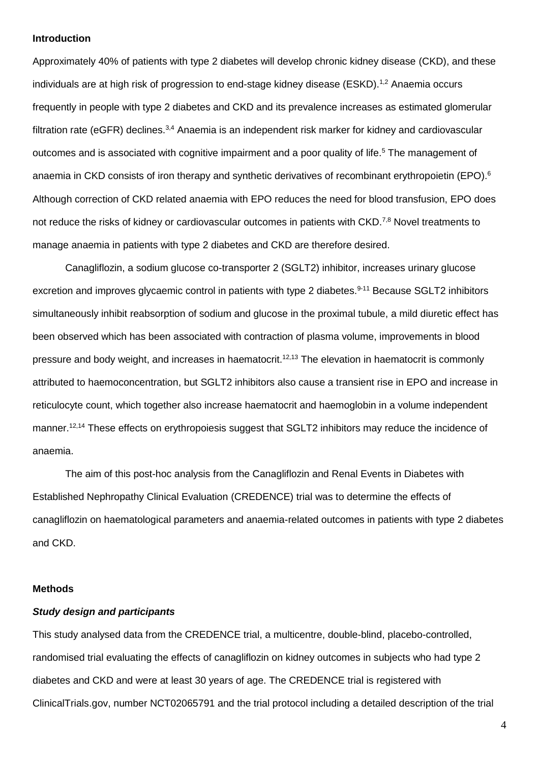**Introduction**

Approximately 40% of patients with type 2 diabetes will develop chronic kidney disease (CKD), and these individuals are at high risk of progression to end-stage kidney disease (ESKD).[1,2] Anaemia occurs frequently in people with type 2 diabetes and CKD and its prevalence increases as estimated glomerular filtration rate (eGFR) declines.[3,4] Anaemia is an independent risk marker for kidney and cardiovascular outcomes and is associated with cognitive impairment and a poor quality of life.[5] The management of anaemia in CKD consists of iron therapy and synthetic derivatives of recombinant erythropoietin (EPO).[6] Although correction of CKD related anaemia with EPO reduces the need for blood transfusion, EPO does not reduce the risks of kidney or cardiovascular outcomes in patients with CKD.[7,8] Novel treatments to manage anaemia in patients with type 2 diabetes and CKD are therefore desired.

Canagliflozin, a sodium glucose co-transporter 2 (SGLT2) inhibitor, increases urinary glucose excretion and improves glycaemic control in patients with type 2 diabetes.[9-11] Because SGLT2 inhibitors simultaneously inhibit reabsorption of sodium and glucose in the proximal tubule, a mild diuretic effect has been observed which has been associated with contraction of plasma volume, improvements in blood pressure and body weight, and increases in haematocrit.[12,13] The elevation in haematocrit is commonly attributed to haemoconcentration, but SGLT2 inhibitors also cause a transient rise in EPO and increase in reticulocyte count, which together also increase haematocrit and haemoglobin in a volume independent manner.[12,14] These effects on erythropoiesis suggest that SGLT2 inhibitors may reduce the incidence of anaemia.

The aim of this post-hoc analysis from the Canagliflozin and Renal Events in Diabetes with Established Nephropathy Clinical Evaluation (CREDENCE) trial was to determine the effects of canagliflozin on haematological parameters and anaemia-related outcomes in patients with type 2 diabetes and CKD.

**Methods**

***Study design and participants***

This study analysed data from the CREDENCE trial, a multicentre, double-blind, placebo-controlled, randomised trial evaluating the effects of canagliflozin on kidney outcomes in subjects who had type 2 diabetes and CKD and were at least 30 years of age. The CREDENCE trial is registered with ClinicalTrials.gov, number NCT02065791 and the trial protocol including a detailed description of the trial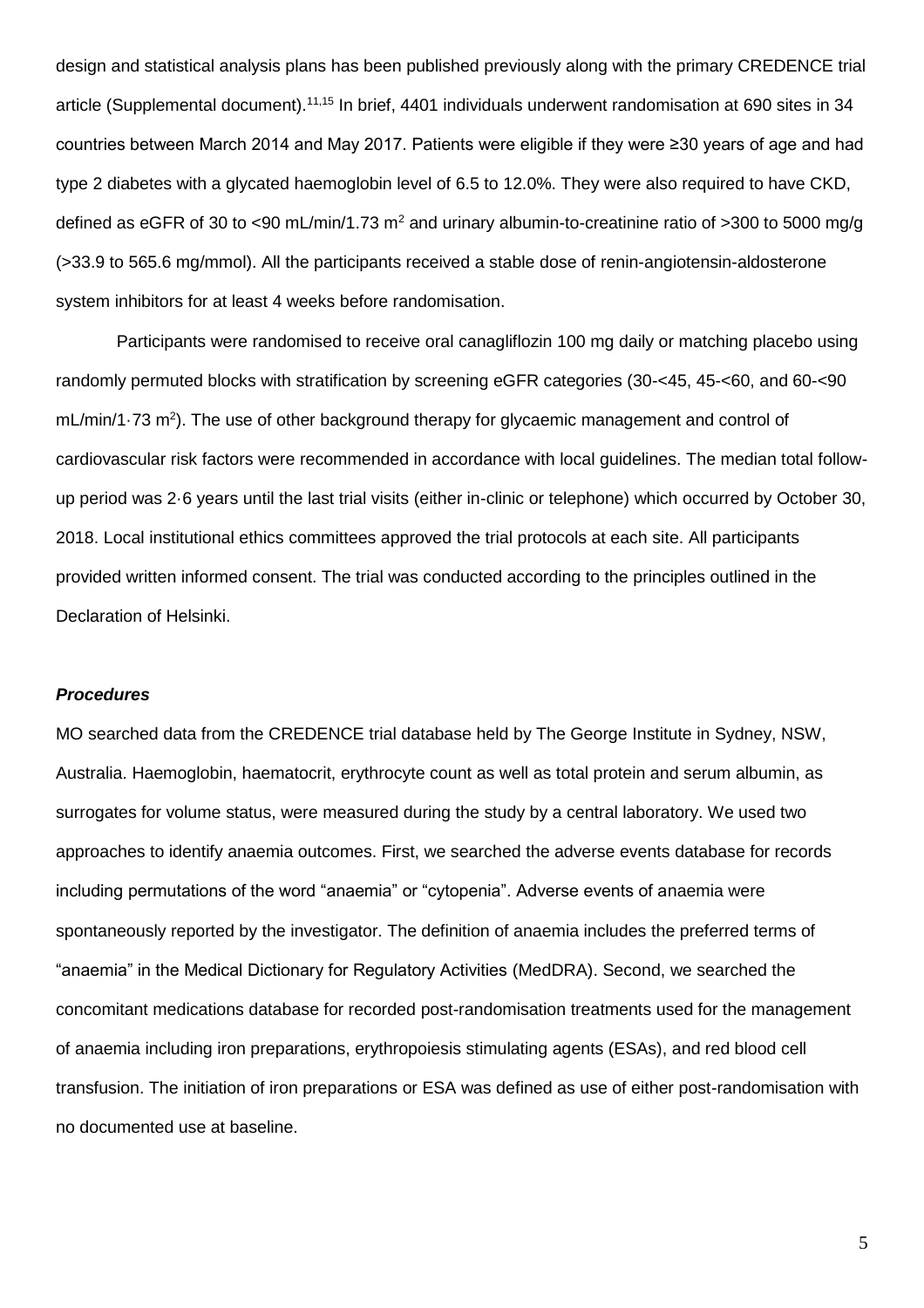design and statistical analysis plans has been published previously along with the primary CREDENCE trial article (Supplemental document).[11,15] In brief, 4401 individuals underwent randomisation at 690 sites in 34 countries between March 2014 and May 2017. Patients were eligible if they were ≥30 years of age and had type 2 diabetes with a glycated haemoglobin level of 6.5 to 12.0%. They were also required to have CKD, defined as eGFR of 30 to <90 mL/min/1.73 $m^2$ and urinary albumin-to-creatinine ratio of >300 to 5000 mg/g (>33.9 to 565.6 mg/mmol). All the participants received a stable dose of renin-angiotensin-aldosterone system inhibitors for at least 4 weeks before randomisation.

Participants were randomised to receive oral canagliflozin 100 mg daily or matching placebo using randomly permuted blocks with stratification by screening eGFR categories (30-<45, 45-<60, and 60-<90 mL/min/1·73 $m^2$). The use of other background therapy for glycaemic management and control of cardiovascular risk factors were recommended in accordance with local guidelines. The median total follow-up period was 2·6 years until the last trial visits (either in-clinic or telephone) which occurred by October 30, 2018. Local institutional ethics committees approved the trial protocols at each site. All participants provided written informed consent. The trial was conducted according to the principles outlined in the Declaration of Helsinki.

### *Procedures*

MO searched data from the CREDENCE trial database held by The George Institute in Sydney, NSW, Australia. Haemoglobin, haematocrit, erythrocyte count as well as total protein and serum albumin, as surrogates for volume status, were measured during the study by a central laboratory. We used two approaches to identify anaemia outcomes. First, we searched the adverse events database for records including permutations of the word “anaemia” or “cytopenia”. Adverse events of anaemia were spontaneously reported by the investigator. The definition of anaemia includes the preferred terms of “anaemia” in the Medical Dictionary for Regulatory Activities (MedDRA). Second, we searched the concomitant medications database for recorded post-randomisation treatments used for the management of anaemia including iron preparations, erythropoiesis stimulating agents (ESAs), and red blood cell transfusion. The initiation of iron preparations or ESA was defined as use of either post-randomisation with no documented use at baseline.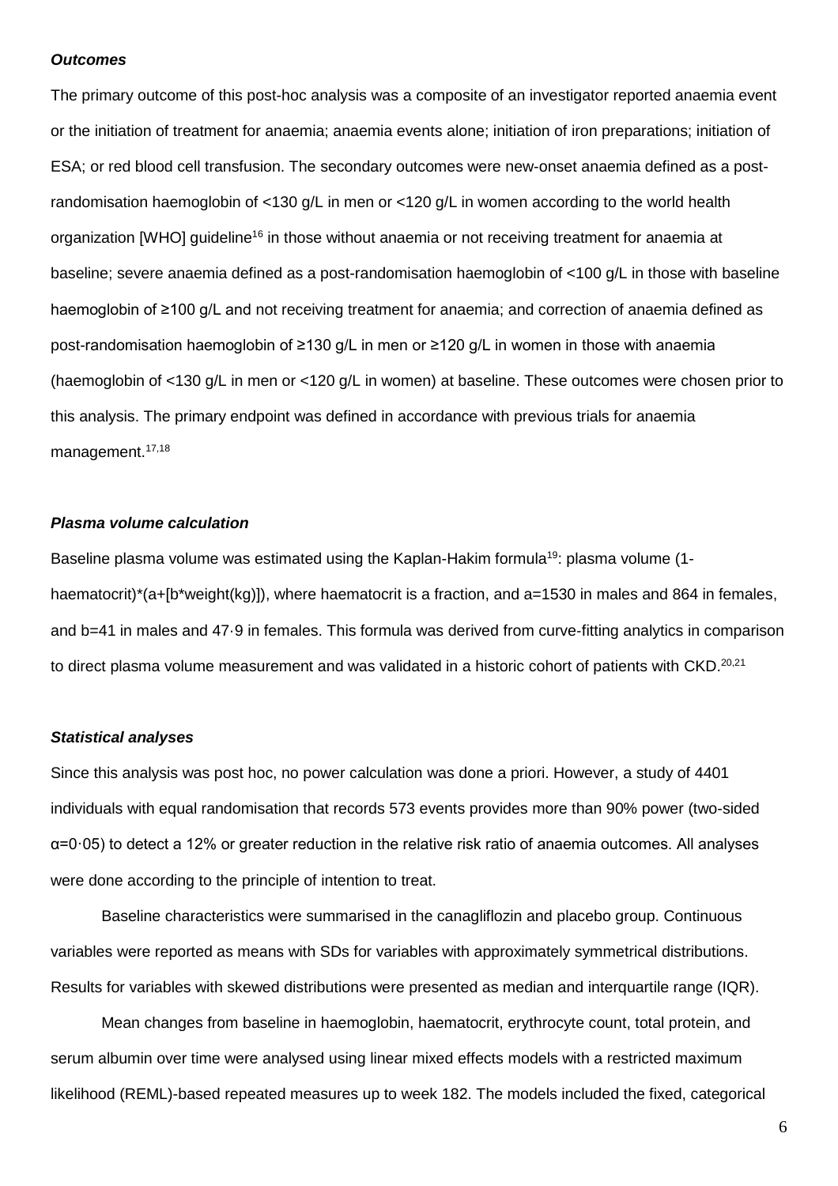### *Outcomes*

The primary outcome of this post-hoc analysis was a composite of an investigator reported anaemia event or the initiation of treatment for anaemia; anaemia events alone; initiation of iron preparations; initiation of ESA; or red blood cell transfusion. The secondary outcomes were new-onset anaemia defined as a post-randomisation haemoglobin of <130 g/L in men or <120 g/L in women according to the world health organization [WHO] guideline[16] in those without anaemia or not receiving treatment for anaemia at baseline; severe anaemia defined as a post-randomisation haemoglobin of <100 g/L in those with baseline haemoglobin of ≥100 g/L and not receiving treatment for anaemia; and correction of anaemia defined as post-randomisation haemoglobin of ≥130 g/L in men or ≥120 g/L in women in those with anaemia (haemoglobin of <130 g/L in men or <120 g/L in women) at baseline. These outcomes were chosen prior to this analysis. The primary endpoint was defined in accordance with previous trials for anaemia management.[17,18]

### *Plasma volume calculation*

Baseline plasma volume was estimated using the Kaplan-Hakim formula[19]: plasma volume (1-haematocrit)*(a+[b*weight(kg)]), where haematocrit is a fraction, and a=1530 in males and 864 in females, and b=41 in males and 47·9 in females. This formula was derived from curve-fitting analytics in comparison to direct plasma volume measurement and was validated in a historic cohort of patients with CKD.[20,21]

### *Statistical analyses*

Since this analysis was post hoc, no power calculation was done a priori. However, a study of 4401 individuals with equal randomisation that records 573 events provides more than 90% power (two-sided α=0·05) to detect a 12% or greater reduction in the relative risk ratio of anaemia outcomes. All analyses were done according to the principle of intention to treat.

Baseline characteristics were summarised in the canagliflozin and placebo group. Continuous variables were reported as means with SDs for variables with approximately symmetrical distributions. Results for variables with skewed distributions were presented as median and interquartile range (IQR).

Mean changes from baseline in haemoglobin, haematocrit, erythrocyte count, total protein, and serum albumin over time were analysed using linear mixed effects models with a restricted maximum likelihood (REML)-based repeated measures up to week 182. The models included the fixed, categorical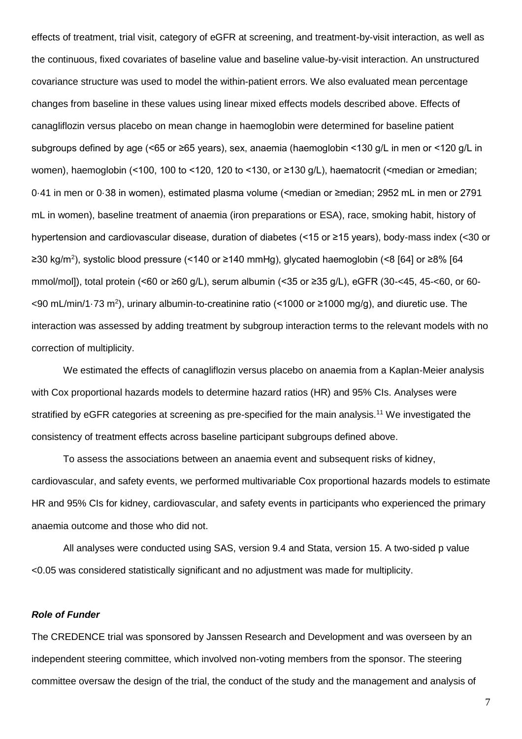effects of treatment, trial visit, category of eGFR at screening, and treatment-by-visit interaction, as well as the continuous, fixed covariates of baseline value and baseline value-by-visit interaction. An unstructured covariance structure was used to model the within-patient errors. We also evaluated mean percentage changes from baseline in these values using linear mixed effects models described above. Effects of canagliflozin versus placebo on mean change in haemoglobin were determined for baseline patient subgroups defined by age (<65 or ≥65 years), sex, anaemia (haemoglobin <130 g/L in men or <120 g/L in women), haemoglobin (<100, 100 to <120, 120 to <130, or ≥130 g/L), haematocrit (<median or ≥median; 0·41 in men or 0·38 in women), estimated plasma volume (<median or ≥median; 2952 mL in men or 2791 mL in women), baseline treatment of anaemia (iron preparations or ESA), race, smoking habit, history of hypertension and cardiovascular disease, duration of diabetes (<15 or ≥15 years), body-mass index (<30 or ≥30 kg/m$^2$), systolic blood pressure (<140 or ≥140 mmHg), glycated haemoglobin (<8 [64] or ≥8% [64 mmol/mol]), total protein (<60 or ≥60 g/L), serum albumin (<35 or ≥35 g/L), eGFR (30-<45, 45-<60, or 60-<90 mL/min/1·73 m$^2$), urinary albumin-to-creatinine ratio (<1000 or ≥1000 mg/g), and diuretic use. The interaction was assessed by adding treatment by subgroup interaction terms to the relevant models with no correction of multiplicity.

We estimated the effects of canagliflozin versus placebo on anaemia from a Kaplan-Meier analysis with Cox proportional hazards models to determine hazard ratios (HR) and 95% CIs. Analyses were stratified by eGFR categories at screening as pre-specified for the main analysis.[11] We investigated the consistency of treatment effects across baseline participant subgroups defined above.

To assess the associations between an anaemia event and subsequent risks of kidney, cardiovascular, and safety events, we performed multivariable Cox proportional hazards models to estimate HR and 95% CIs for kidney, cardiovascular, and safety events in participants who experienced the primary anaemia outcome and those who did not.

All analyses were conducted using SAS, version 9.4 and Stata, version 15. A two-sided p value <0.05 was considered statistically significant and no adjustment was made for multiplicity.

### *Role of Funder*

The CREDENCE trial was sponsored by Janssen Research and Development and was overseen by an independent steering committee, which involved non-voting members from the sponsor. The steering committee oversaw the design of the trial, the conduct of the study and the management and analysis of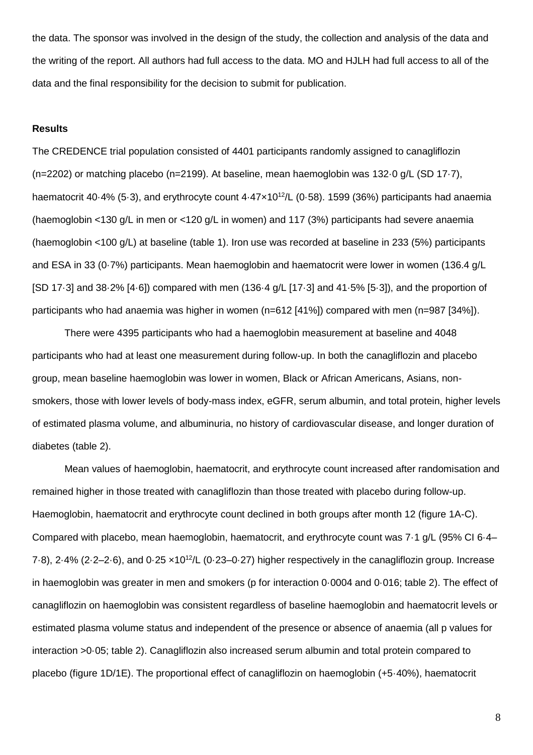the data. The sponsor was involved in the design of the study, the collection and analysis of the data and the writing of the report. All authors had full access to the data. MO and HJLH had full access to all of the data and the final responsibility for the decision to submit for publication.

**Results**

The CREDENCE trial population consisted of 4401 participants randomly assigned to canagliflozin (n=2202) or matching placebo (n=2199). At baseline, mean haemoglobin was 132·0 g/L (SD 17·7), haematocrit 40·4% (5·3), and erythrocyte count 4·47×10[12]/L (0·58). 1599 (36%) participants had anaemia (haemoglobin <130 g/L in men or <120 g/L in women) and 117 (3%) participants had severe anaemia (haemoglobin <100 g/L) at baseline (table 1). Iron use was recorded at baseline in 233 (5%) participants and ESA in 33 (0·7%) participants. Mean haemoglobin and haematocrit were lower in women (136.4 g/L [SD 17·3] and 38·2% [4·6]) compared with men (136·4 g/L [17·3] and 41·5% [5·3]), and the proportion of participants who had anaemia was higher in women (n=612 [41%]) compared with men (n=987 [34%]).

There were 4395 participants who had a haemoglobin measurement at baseline and 4048 participants who had at least one measurement during follow-up. In both the canagliflozin and placebo group, mean baseline haemoglobin was lower in women, Black or African Americans, Asians, non-smokers, those with lower levels of body-mass index, eGFR, serum albumin, and total protein, higher levels of estimated plasma volume, and albuminuria, no history of cardiovascular disease, and longer duration of diabetes (table 2).

Mean values of haemoglobin, haematocrit, and erythrocyte count increased after randomisation and remained higher in those treated with canagliflozin than those treated with placebo during follow-up. Haemoglobin, haematocrit and erythrocyte count declined in both groups after month 12 (figure 1A-C). Compared with placebo, mean haemoglobin, haematocrit, and erythrocyte count was 7·1 g/L (95% CI 6·4–7·8), 2·4% (2·2–2·6), and 0·25 ×10[12]/L (0·23–0·27) higher respectively in the canagliflozin group. Increase in haemoglobin was greater in men and smokers (p for interaction 0·0004 and 0·016; table 2). The effect of canagliflozin on haemoglobin was consistent regardless of baseline haemoglobin and haematocrit levels or estimated plasma volume status and independent of the presence or absence of anaemia (all p values for interaction >0·05; table 2). Canagliflozin also increased serum albumin and total protein compared to placebo (figure 1D/1E). The proportional effect of canagliflozin on haemoglobin (+5·40%), haematocrit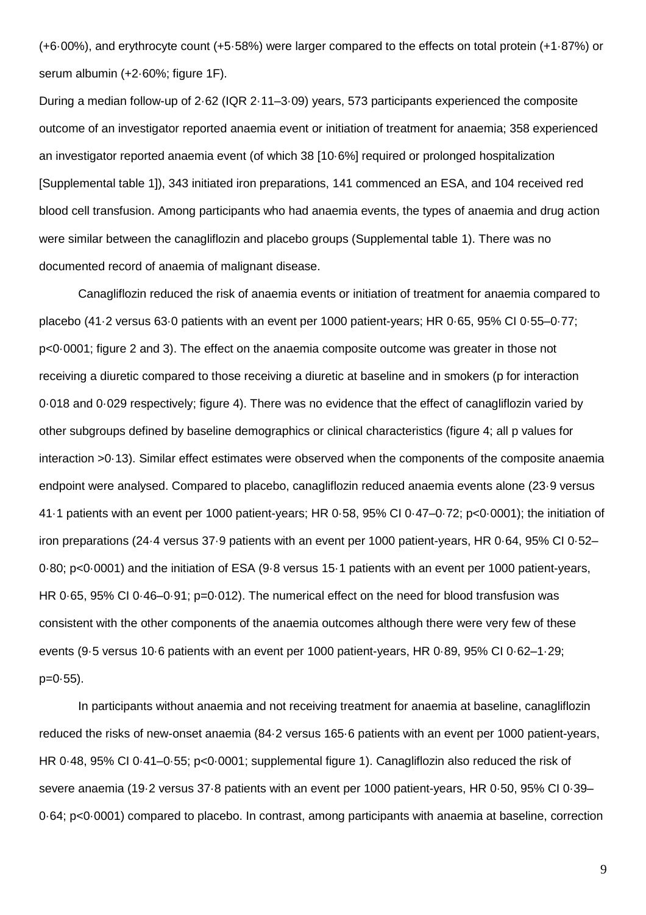(+6·00%), and erythrocyte count (+5·58%) were larger compared to the effects on total protein (+1·87%) or serum albumin (+2·60%; figure 1F).

During a median follow-up of 2·62 (IQR 2·11–3·09) years, 573 participants experienced the composite outcome of an investigator reported anaemia event or initiation of treatment for anaemia; 358 experienced an investigator reported anaemia event (of which 38 [10·6%] required or prolonged hospitalization [Supplemental table 1]), 343 initiated iron preparations, 141 commenced an ESA, and 104 received red blood cell transfusion. Among participants who had anaemia events, the types of anaemia and drug action were similar between the canagliflozin and placebo groups (Supplemental table 1). There was no documented record of anaemia of malignant disease.

Canagliflozin reduced the risk of anaemia events or initiation of treatment for anaemia compared to placebo (41·2 versus 63·0 patients with an event per 1000 patient-years; HR 0·65, 95% CI 0·55–0·77; p<0·0001; figure 2 and 3). The effect on the anaemia composite outcome was greater in those not receiving a diuretic compared to those receiving a diuretic at baseline and in smokers (p for interaction 0·018 and 0·029 respectively; figure 4). There was no evidence that the effect of canagliflozin varied by other subgroups defined by baseline demographics or clinical characteristics (figure 4; all p values for interaction >0·13). Similar effect estimates were observed when the components of the composite anaemia endpoint were analysed. Compared to placebo, canagliflozin reduced anaemia events alone (23·9 versus 41·1 patients with an event per 1000 patient-years; HR 0·58, 95% CI 0·47–0·72; p<0·0001); the initiation of iron preparations (24·4 versus 37·9 patients with an event per 1000 patient-years, HR 0·64, 95% CI 0·52–0·80; p<0·0001) and the initiation of ESA (9·8 versus 15·1 patients with an event per 1000 patient-years, HR 0·65, 95% CI 0·46–0·91; p=0·012). The numerical effect on the need for blood transfusion was consistent with the other components of the anaemia outcomes although there were very few of these events (9·5 versus 10·6 patients with an event per 1000 patient-years, HR 0·89, 95% CI 0·62–1·29; p=0·55).

In participants without anaemia and not receiving treatment for anaemia at baseline, canagliflozin reduced the risks of new-onset anaemia (84·2 versus 165·6 patients with an event per 1000 patient-years, HR 0·48, 95% CI 0·41–0·55; p<0·0001; supplemental figure 1). Canagliflozin also reduced the risk of severe anaemia (19·2 versus 37·8 patients with an event per 1000 patient-years, HR 0·50, 95% CI 0·39–0·64; p<0·0001) compared to placebo. In contrast, among participants with anaemia at baseline, correction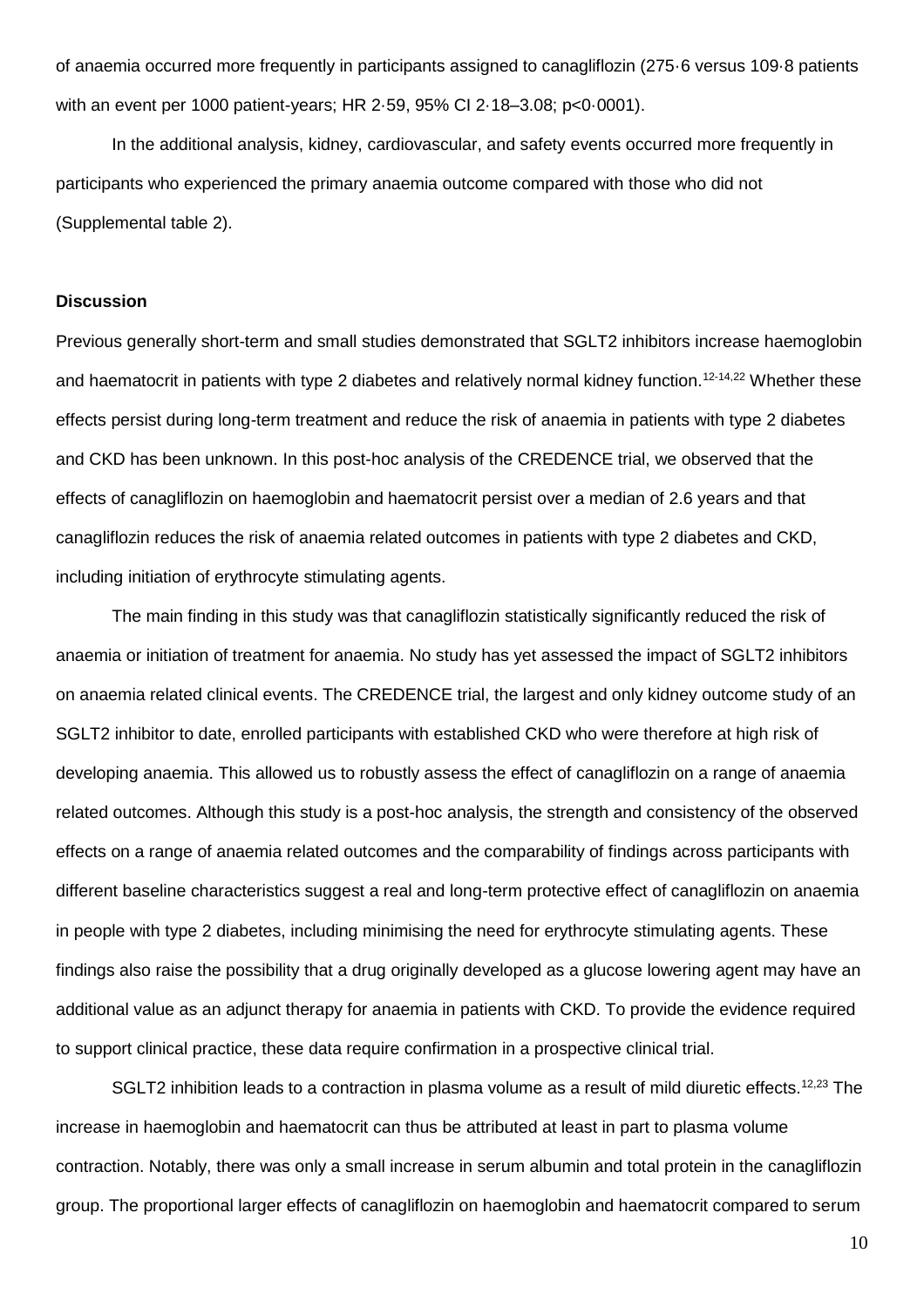of anaemia occurred more frequently in participants assigned to canagliflozin (275·6 versus 109·8 patients with an event per 1000 patient-years; HR 2·59, 95% CI 2·18–3.08; p<0·0001).

In the additional analysis, kidney, cardiovascular, and safety events occurred more frequently in participants who experienced the primary anaemia outcome compared with those who did not (Supplemental table 2).

## Discussion

Previous generally short-term and small studies demonstrated that SGLT2 inhibitors increase haemoglobin and haematocrit in patients with type 2 diabetes and relatively normal kidney function.[12-14,22] Whether these effects persist during long-term treatment and reduce the risk of anaemia in patients with type 2 diabetes and CKD has been unknown. In this post-hoc analysis of the CREDENCE trial, we observed that the effects of canagliflozin on haemoglobin and haematocrit persist over a median of 2.6 years and that canagliflozin reduces the risk of anaemia related outcomes in patients with type 2 diabetes and CKD, including initiation of erythrocyte stimulating agents.

The main finding in this study was that canagliflozin statistically significantly reduced the risk of anaemia or initiation of treatment for anaemia. No study has yet assessed the impact of SGLT2 inhibitors on anaemia related clinical events. The CREDENCE trial, the largest and only kidney outcome study of an SGLT2 inhibitor to date, enrolled participants with established CKD who were therefore at high risk of developing anaemia. This allowed us to robustly assess the effect of canagliflozin on a range of anaemia related outcomes. Although this study is a post-hoc analysis, the strength and consistency of the observed effects on a range of anaemia related outcomes and the comparability of findings across participants with different baseline characteristics suggest a real and long-term protective effect of canagliflozin on anaemia in people with type 2 diabetes, including minimising the need for erythrocyte stimulating agents. These findings also raise the possibility that a drug originally developed as a glucose lowering agent may have an additional value as an adjunct therapy for anaemia in patients with CKD. To provide the evidence required to support clinical practice, these data require confirmation in a prospective clinical trial.

SGLT2 inhibition leads to a contraction in plasma volume as a result of mild diuretic effects.[12,23] The increase in haemoglobin and haematocrit can thus be attributed at least in part to plasma volume contraction. Notably, there was only a small increase in serum albumin and total protein in the canagliflozin group. The proportional larger effects of canagliflozin on haemoglobin and haematocrit compared to serum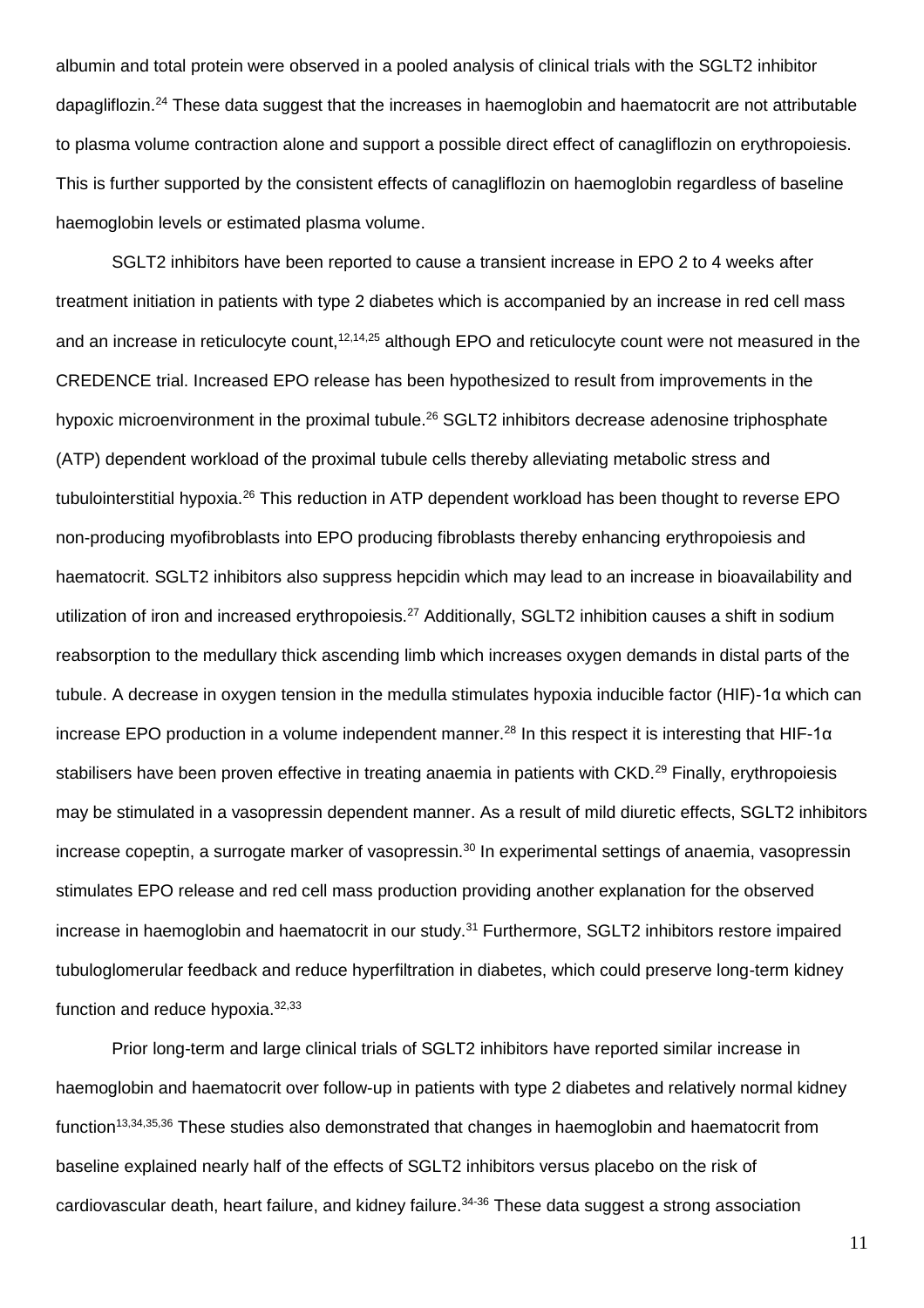albumin and total protein were observed in a pooled analysis of clinical trials with the SGLT2 inhibitor dapagliflozin.[24] These data suggest that the increases in haemoglobin and haematocrit are not attributable to plasma volume contraction alone and support a possible direct effect of canagliflozin on erythropoiesis. This is further supported by the consistent effects of canagliflozin on haemoglobin regardless of baseline haemoglobin levels or estimated plasma volume.

SGLT2 inhibitors have been reported to cause a transient increase in EPO 2 to 4 weeks after treatment initiation in patients with type 2 diabetes which is accompanied by an increase in red cell mass and an increase in reticulocyte count,[12,14,25] although EPO and reticulocyte count were not measured in the CREDENCE trial. Increased EPO release has been hypothesized to result from improvements in the hypoxic microenvironment in the proximal tubule.[26] SGLT2 inhibitors decrease adenosine triphosphate (ATP) dependent workload of the proximal tubule cells thereby alleviating metabolic stress and tubulointerstitial hypoxia.[26] This reduction in ATP dependent workload has been thought to reverse EPO non-producing myofibroblasts into EPO producing fibroblasts thereby enhancing erythropoiesis and haematocrit. SGLT2 inhibitors also suppress hepcidin which may lead to an increase in bioavailability and utilization of iron and increased erythropoiesis.[27] Additionally, SGLT2 inhibition causes a shift in sodium reabsorption to the medullary thick ascending limb which increases oxygen demands in distal parts of the tubule. A decrease in oxygen tension in the medulla stimulates hypoxia inducible factor (HIF)-1α which can increase EPO production in a volume independent manner.[28] In this respect it is interesting that HIF-1α stabilisers have been proven effective in treating anaemia in patients with CKD.[29] Finally, erythropoiesis may be stimulated in a vasopressin dependent manner. As a result of mild diuretic effects, SGLT2 inhibitors increase copeptin, a surrogate marker of vasopressin.[30] In experimental settings of anaemia, vasopressin stimulates EPO release and red cell mass production providing another explanation for the observed increase in haemoglobin and haematocrit in our study.[31] Furthermore, SGLT2 inhibitors restore impaired tubuloglomerular feedback and reduce hyperfiltration in diabetes, which could preserve long-term kidney function and reduce hypoxia.[32,33]

Prior long-term and large clinical trials of SGLT2 inhibitors have reported similar increase in haemoglobin and haematocrit over follow-up in patients with type 2 diabetes and relatively normal kidney function[13,34,35,36] These studies also demonstrated that changes in haemoglobin and haematocrit from baseline explained nearly half of the effects of SGLT2 inhibitors versus placebo on the risk of cardiovascular death, heart failure, and kidney failure.[34-36] These data suggest a strong association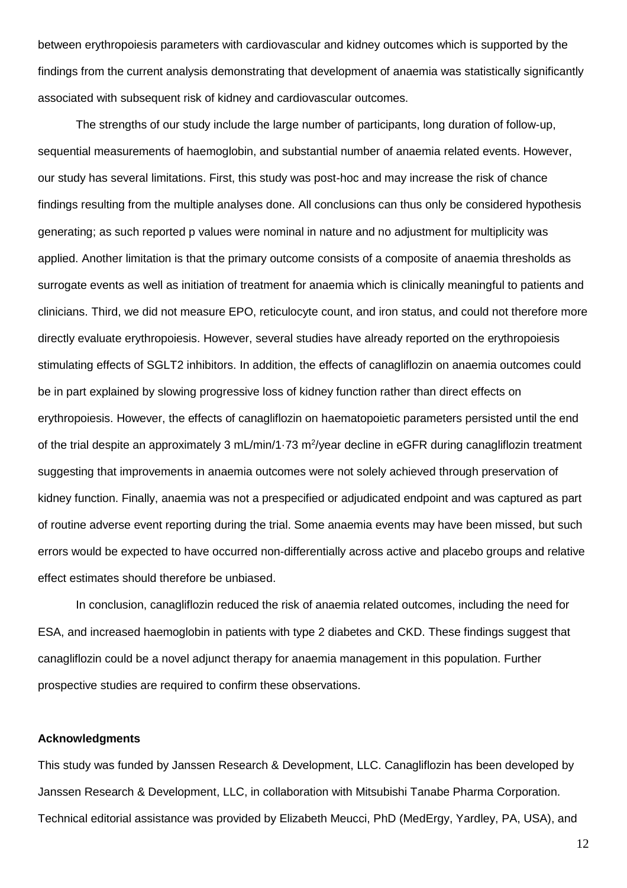between erythropoiesis parameters with cardiovascular and kidney outcomes which is supported by the findings from the current analysis demonstrating that development of anaemia was statistically significantly associated with subsequent risk of kidney and cardiovascular outcomes.

The strengths of our study include the large number of participants, long duration of follow-up, sequential measurements of haemoglobin, and substantial number of anaemia related events. However, our study has several limitations. First, this study was post-hoc and may increase the risk of chance findings resulting from the multiple analyses done. All conclusions can thus only be considered hypothesis generating; as such reported p values were nominal in nature and no adjustment for multiplicity was applied. Another limitation is that the primary outcome consists of a composite of anaemia thresholds as surrogate events as well as initiation of treatment for anaemia which is clinically meaningful to patients and clinicians. Third, we did not measure EPO, reticulocyte count, and iron status, and could not therefore more directly evaluate erythropoiesis. However, several studies have already reported on the erythropoiesis stimulating effects of SGLT2 inhibitors. In addition, the effects of canagliflozin on anaemia outcomes could be in part explained by slowing progressive loss of kidney function rather than direct effects on erythropoiesis. However, the effects of canagliflozin on haematopoietic parameters persisted until the end of the trial despite an approximately 3 mL/min/1·73 $m^2$/year decline in eGFR during canagliflozin treatment suggesting that improvements in anaemia outcomes were not solely achieved through preservation of kidney function. Finally, anaemia was not a prespecified or adjudicated endpoint and was captured as part of routine adverse event reporting during the trial. Some anaemia events may have been missed, but such errors would be expected to have occurred non-differentially across active and placebo groups and relative effect estimates should therefore be unbiased.

In conclusion, canagliflozin reduced the risk of anaemia related outcomes, including the need for ESA, and increased haemoglobin in patients with type 2 diabetes and CKD. These findings suggest that canagliflozin could be a novel adjunct therapy for anaemia management in this population. Further prospective studies are required to confirm these observations.

**Acknowledgments**

This study was funded by Janssen Research & Development, LLC. Canagliflozin has been developed by Janssen Research & Development, LLC, in collaboration with Mitsubishi Tanabe Pharma Corporation. Technical editorial assistance was provided by Elizabeth Meucci, PhD (MedErgy, Yardley, PA, USA), and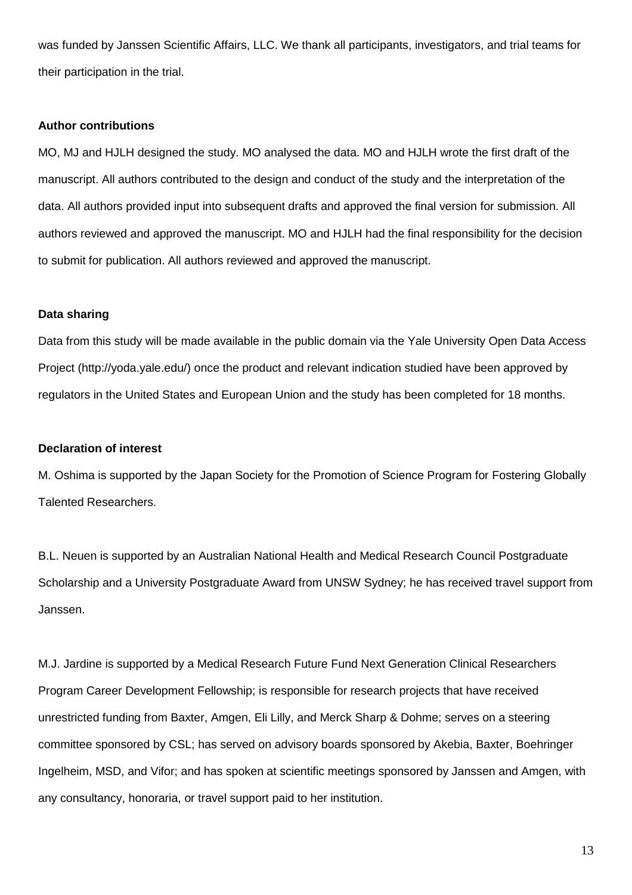was funded by Janssen Scientific Affairs, LLC. We thank all participants, investigators, and trial teams for their participation in the trial.

**Author contributions**

MO, MJ and HJLH designed the study. MO analysed the data. MO and HJLH wrote the first draft of the manuscript. All authors contributed to the design and conduct of the study and the interpretation of the data. All authors provided input into subsequent drafts and approved the final version for submission. All authors reviewed and approved the manuscript. MO and HJLH had the final responsibility for the decision to submit for publication. All authors reviewed and approved the manuscript.

**Data sharing**

Data from this study will be made available in the public domain via the Yale University Open Data Access Project (http://yoda.yale.edu/) once the product and relevant indication studied have been approved by regulators in the United States and European Union and the study has been completed for 18 months.

**Declaration of interest**

M. Oshima is supported by the Japan Society for the Promotion of Science Program for Fostering Globally Talented Researchers.

B.L. Neuen is supported by an Australian National Health and Medical Research Council Postgraduate Scholarship and a University Postgraduate Award from UNSW Sydney; he has received travel support from Janssen.

M.J. Jardine is supported by a Medical Research Future Fund Next Generation Clinical Researchers Program Career Development Fellowship; is responsible for research projects that have received unrestricted funding from Baxter, Amgen, Eli Lilly, and Merck Sharp & Dohme; serves on a steering committee sponsored by CSL; has served on advisory boards sponsored by Akebia, Baxter, Boehringer Ingelheim, MSD, and Vifor; and has spoken at scientific meetings sponsored by Janssen and Amgen, with any consultancy, honoraria, or travel support paid to her institution.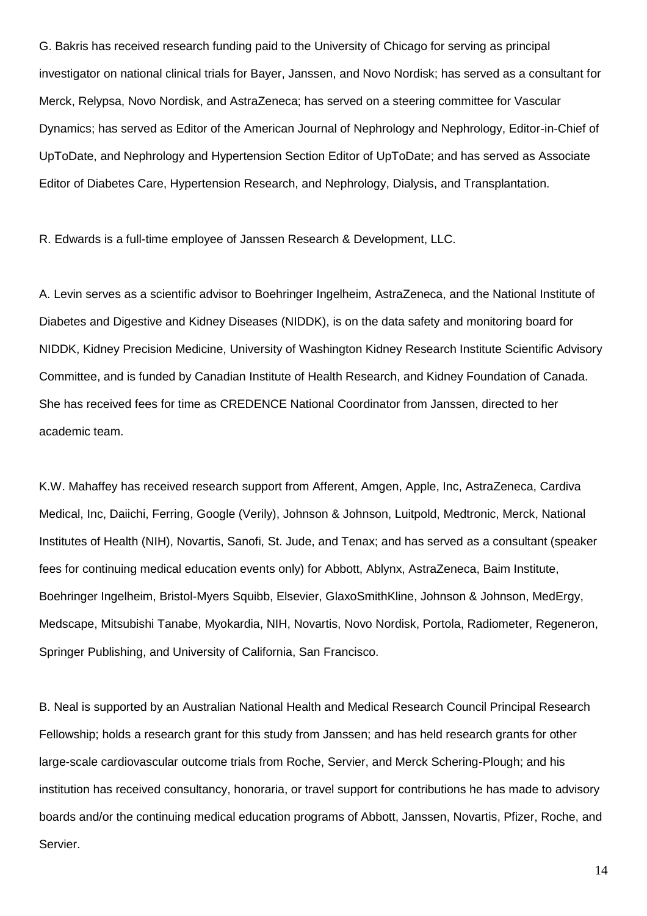G. Bakris has received research funding paid to the University of Chicago for serving as principal investigator on national clinical trials for Bayer, Janssen, and Novo Nordisk; has served as a consultant for Merck, Relypsa, Novo Nordisk, and AstraZeneca; has served on a steering committee for Vascular Dynamics; has served as Editor of the American Journal of Nephrology and Nephrology, Editor-in-Chief of UpToDate, and Nephrology and Hypertension Section Editor of UpToDate; and has served as Associate Editor of Diabetes Care, Hypertension Research, and Nephrology, Dialysis, and Transplantation.

R. Edwards is a full-time employee of Janssen Research & Development, LLC.

A. Levin serves as a scientific advisor to Boehringer Ingelheim, AstraZeneca, and the National Institute of Diabetes and Digestive and Kidney Diseases (NIDDK), is on the data safety and monitoring board for NIDDK, Kidney Precision Medicine, University of Washington Kidney Research Institute Scientific Advisory Committee, and is funded by Canadian Institute of Health Research, and Kidney Foundation of Canada. She has received fees for time as CREDENCE National Coordinator from Janssen, directed to her academic team.

K.W. Mahaffey has received research support from Afferent, Amgen, Apple, Inc, AstraZeneca, Cardiva Medical, Inc, Daiichi, Ferring, Google (Verily), Johnson & Johnson, Luitpold, Medtronic, Merck, National Institutes of Health (NIH), Novartis, Sanofi, St. Jude, and Tenax; and has served as a consultant (speaker fees for continuing medical education events only) for Abbott, Ablynx, AstraZeneca, Baim Institute, Boehringer Ingelheim, Bristol-Myers Squibb, Elsevier, GlaxoSmithKline, Johnson & Johnson, MedErgy, Medscape, Mitsubishi Tanabe, Myokardia, NIH, Novartis, Novo Nordisk, Portola, Radiometer, Regeneron, Springer Publishing, and University of California, San Francisco.

B. Neal is supported by an Australian National Health and Medical Research Council Principal Research Fellowship; holds a research grant for this study from Janssen; and has held research grants for other large-scale cardiovascular outcome trials from Roche, Servier, and Merck Schering-Plough; and his institution has received consultancy, honoraria, or travel support for contributions he has made to advisory boards and/or the continuing medical education programs of Abbott, Janssen, Novartis, Pfizer, Roche, and Servier.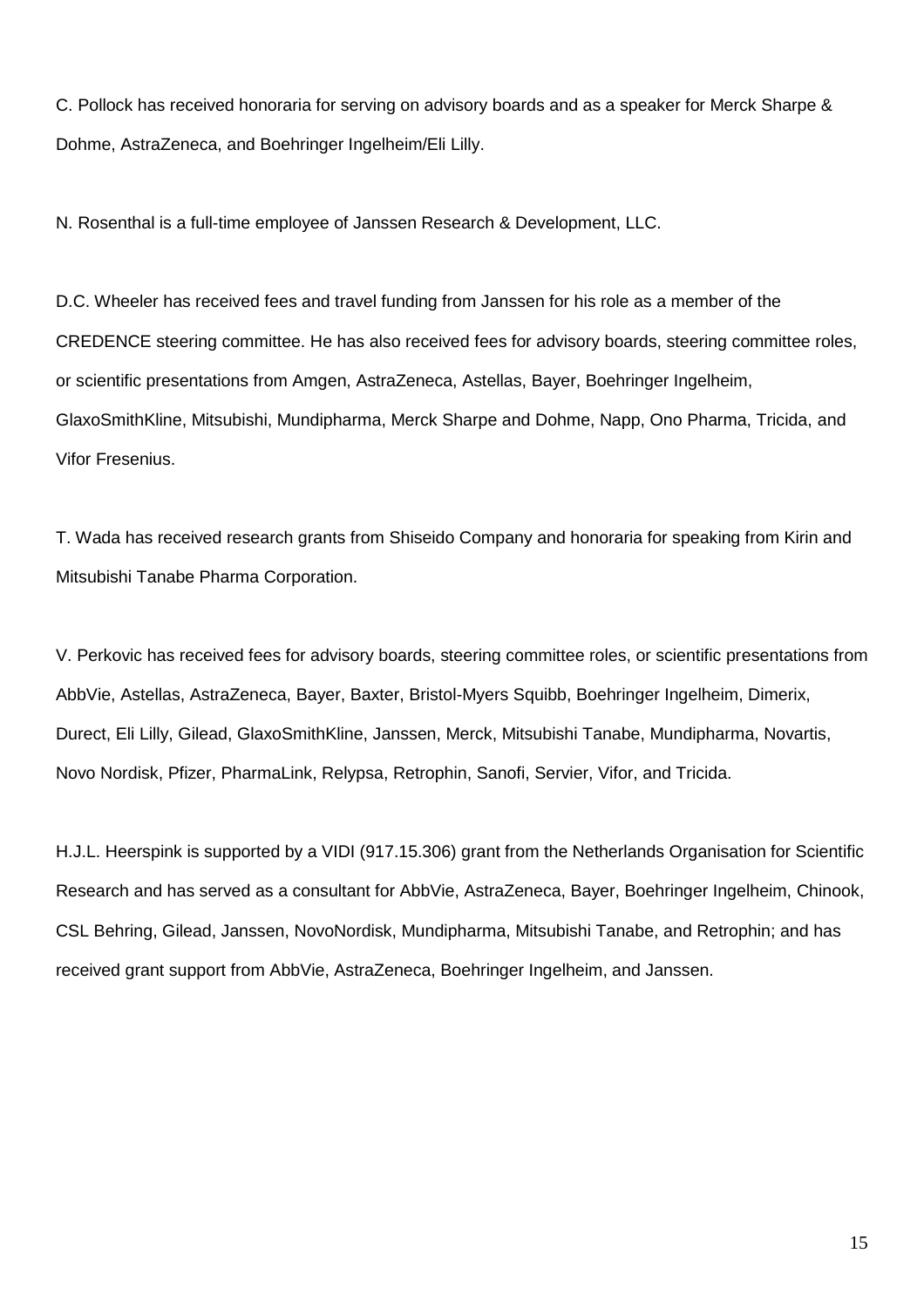C. Pollock has received honoraria for serving on advisory boards and as a speaker for Merck Sharpe & Dohme, AstraZeneca, and Boehringer Ingelheim/Eli Lilly.

N. Rosenthal is a full-time employee of Janssen Research & Development, LLC.

D.C. Wheeler has received fees and travel funding from Janssen for his role as a member of the CREDENCE steering committee. He has also received fees for advisory boards, steering committee roles, or scientific presentations from Amgen, AstraZeneca, Astellas, Bayer, Boehringer Ingelheim, GlaxoSmithKline, Mitsubishi, Mundipharma, Merck Sharpe and Dohme, Napp, Ono Pharma, Tricida, and Vifor Fresenius.

T. Wada has received research grants from Shiseido Company and honoraria for speaking from Kirin and Mitsubishi Tanabe Pharma Corporation.

V. Perkovic has received fees for advisory boards, steering committee roles, or scientific presentations from AbbVie, Astellas, AstraZeneca, Bayer, Baxter, Bristol-Myers Squibb, Boehringer Ingelheim, Dimerix, Durect, Eli Lilly, Gilead, GlaxoSmithKline, Janssen, Merck, Mitsubishi Tanabe, Mundipharma, Novartis, Novo Nordisk, Pfizer, PharmaLink, Relypsa, Retrophin, Sanofi, Servier, Vifor, and Tricida.

H.J.L. Heerspink is supported by a VIDI (917.15.306) grant from the Netherlands Organisation for Scientific Research and has served as a consultant for AbbVie, AstraZeneca, Bayer, Boehringer Ingelheim, Chinook, CSL Behring, Gilead, Janssen, NovoNordisk, Mundipharma, Mitsubishi Tanabe, and Retrophin; and has received grant support from AbbVie, AstraZeneca, Boehringer Ingelheim, and Janssen.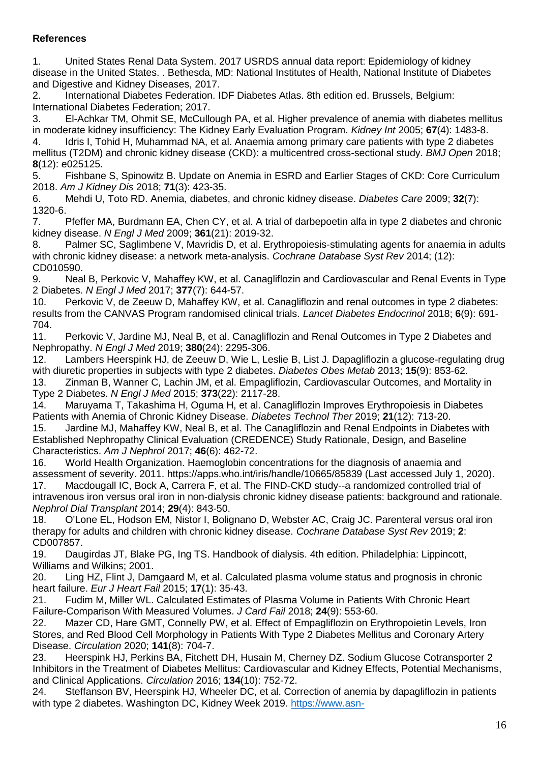**References**

1. United States Renal Data System. 2017 USRDS annual data report: Epidemiology of kidney disease in the United States. . Bethesda, MD: National Institutes of Health, National Institute of Diabetes and Digestive and Kidney Diseases, 2017.
2. International Diabetes Federation. IDF Diabetes Atlas. 8th edition ed. Brussels, Belgium: International Diabetes Federation; 2017.
3. El-Achkar TM, Ohmit SE, McCullough PA, et al. Higher prevalence of anemia with diabetes mellitus in moderate kidney insufficiency: The Kidney Early Evaluation Program. *Kidney Int* 2005; **67**(4): 1483-8.
4. Idris I, Tohid H, Muhammad NA, et al. Anaemia among primary care patients with type 2 diabetes mellitus (T2DM) and chronic kidney disease (CKD): a multicentred cross-sectional study. *BMJ Open* 2018; **8**(12): e025125.
5. Fishbane S, Spinowitz B. Update on Anemia in ESRD and Earlier Stages of CKD: Core Curriculum 2018. *Am J Kidney Dis* 2018; **71**(3): 423-35.
6. Mehdi U, Toto RD. Anemia, diabetes, and chronic kidney disease. *Diabetes Care* 2009; **32**(7): 1320-6.
7. Pfeffer MA, Burdmann EA, Chen CY, et al. A trial of darbepoetin alfa in type 2 diabetes and chronic kidney disease. *N Engl J Med* 2009; **361**(21): 2019-32.
8. Palmer SC, Saglimbene V, Mavridis D, et al. Erythropoiesis-stimulating agents for anaemia in adults with chronic kidney disease: a network meta-analysis. *Cochrane Database Syst Rev* 2014; (12): CD010590.
9. Neal B, Perkovic V, Mahaffey KW, et al. Canagliflozin and Cardiovascular and Renal Events in Type 2 Diabetes. *N Engl J Med* 2017; **377**(7): 644-57.
10. Perkovic V, de Zeeuw D, Mahaffey KW, et al. Canagliflozin and renal outcomes in type 2 diabetes: results from the CANVAS Program randomised clinical trials. *Lancet Diabetes Endocrinol* 2018; **6**(9): 691-704.
11. Perkovic V, Jardine MJ, Neal B, et al. Canagliflozin and Renal Outcomes in Type 2 Diabetes and Nephropathy. *N Engl J Med* 2019; **380**(24): 2295-306.
12. Lambers Heerspink HJ, de Zeeuw D, Wie L, Leslie B, List J. Dapagliflozin a glucose-regulating drug with diuretic properties in subjects with type 2 diabetes. *Diabetes Obes Metab* 2013; **15**(9): 853-62.
13. Zinman B, Wanner C, Lachin JM, et al. Empagliflozin, Cardiovascular Outcomes, and Mortality in Type 2 Diabetes. *N Engl J Med* 2015; **373**(22): 2117-28.
14. Maruyama T, Takashima H, Oguma H, et al. Canagliflozin Improves Erythropoiesis in Diabetes Patients with Anemia of Chronic Kidney Disease. *Diabetes Technol Ther* 2019; **21**(12): 713-20.
15. Jardine MJ, Mahaffey KW, Neal B, et al. The Canagliflozin and Renal Endpoints in Diabetes with Established Nephropathy Clinical Evaluation (CREDENCE) Study Rationale, Design, and Baseline Characteristics. *Am J Nephrol* 2017; **46**(6): 462-72.
16. World Health Organization. Haemoglobin concentrations for the diagnosis of anaemia and assessment of severity. 2011. https://apps.who.int/iris/handle/10665/85839 (Last accessed July 1, 2020).
17. Macdougall IC, Bock A, Carrera F, et al. The FIND-CKD study--a randomized controlled trial of intravenous iron versus oral iron in non-dialysis chronic kidney disease patients: background and rationale. *Nephrol Dial Transplant* 2014; **29**(4): 843-50.
18. O'Lone EL, Hodson EM, Nistor I, Bolignano D, Webster AC, Craig JC. Parenteral versus oral iron therapy for adults and children with chronic kidney disease. *Cochrane Database Syst Rev* 2019; **2**: CD007857.
19. Daugirdas JT, Blake PG, Ing TS. Handbook of dialysis. 4th edition. Philadelphia: Lippincott, Williams and Wilkins; 2001.
20. Ling HZ, Flint J, Damgaard M, et al. Calculated plasma volume status and prognosis in chronic heart failure. *Eur J Heart Fail* 2015; **17**(1): 35-43.
21. Fudim M, Miller WL. Calculated Estimates of Plasma Volume in Patients With Chronic Heart Failure-Comparison With Measured Volumes. *J Card Fail* 2018; **24**(9): 553-60.
22. Mazer CD, Hare GMT, Connelly PW, et al. Effect of Empagliflozin on Erythropoietin Levels, Iron Stores, and Red Blood Cell Morphology in Patients With Type 2 Diabetes Mellitus and Coronary Artery Disease. *Circulation* 2020; **141**(8): 704-7.
23. Heerspink HJ, Perkins BA, Fitchett DH, Husain M, Cherney DZ. Sodium Glucose Cotransporter 2 Inhibitors in the Treatment of Diabetes Mellitus: Cardiovascular and Kidney Effects, Potential Mechanisms, and Clinical Applications. *Circulation* 2016; **134**(10): 752-72.
24. Steffanson BV, Heerspink HJ, Wheeler DC, et al. Correction of anemia by dapagliflozin in patients with type 2 diabetes. Washington DC, Kidney Week 2019. https://www.asn-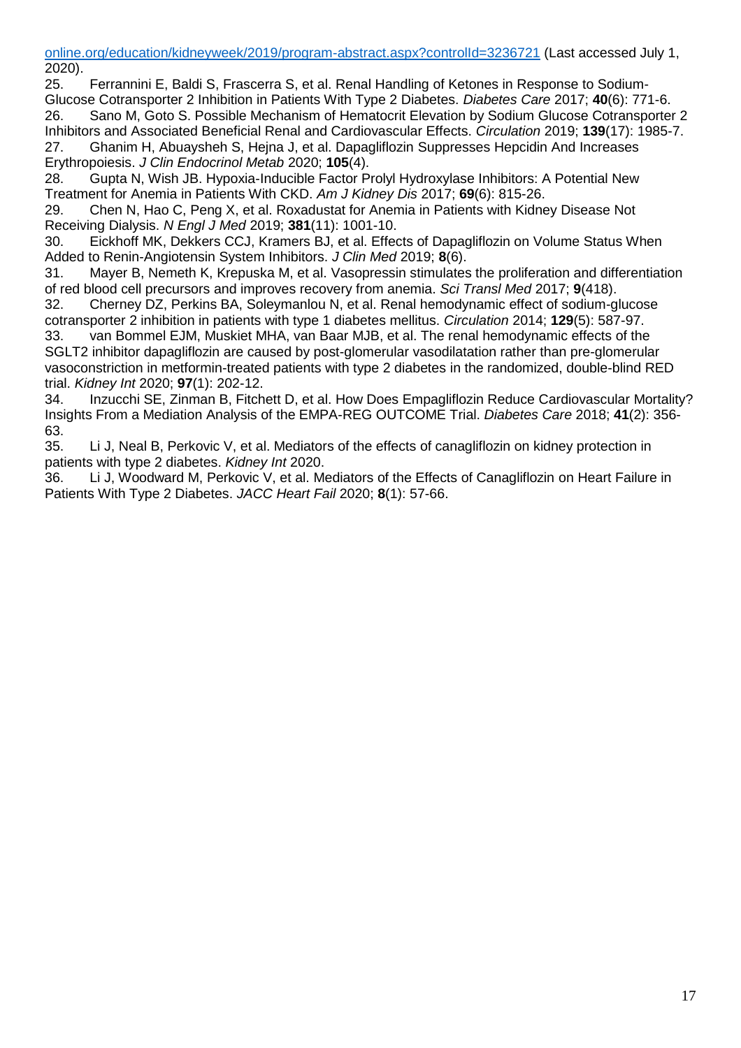online.org/education/kidneyweek/2019/program-abstract.aspx?controlId=3236721 (Last accessed July 1, 2020).

25. Ferrannini E, Baldi S, Frascerra S, et al. Renal Handling of Ketones in Response to Sodium-Glucose Cotransporter 2 Inhibition in Patients With Type 2 Diabetes. *Diabetes Care* 2017; **40**(6): 771-6.
26. Sano M, Goto S. Possible Mechanism of Hematocrit Elevation by Sodium Glucose Cotransporter 2 Inhibitors and Associated Beneficial Renal and Cardiovascular Effects. *Circulation* 2019; **139**(17): 1985-7.
27. Ghanim H, Abuaysheh S, Hejna J, et al. Dapagliflozin Suppresses Hepcidin And Increases Erythropoiesis. *J Clin Endocrinol Metab* 2020; **105**(4).
28. Gupta N, Wish JB. Hypoxia-Inducible Factor Prolyl Hydroxylase Inhibitors: A Potential New Treatment for Anemia in Patients With CKD. *Am J Kidney Dis* 2017; **69**(6): 815-26.
29. Chen N, Hao C, Peng X, et al. Roxadustat for Anemia in Patients with Kidney Disease Not Receiving Dialysis. *N Engl J Med* 2019; **381**(11): 1001-10.
30. Eickhoff MK, Dekkers CCJ, Kramers BJ, et al. Effects of Dapagliflozin on Volume Status When Added to Renin-Angiotensin System Inhibitors. *J Clin Med* 2019; **8**(6).
31. Mayer B, Nemeth K, Krepuska M, et al. Vasopressin stimulates the proliferation and differentiation of red blood cell precursors and improves recovery from anemia. *Sci Transl Med* 2017; **9**(418).
32. Cherney DZ, Perkins BA, Soleymanlou N, et al. Renal hemodynamic effect of sodium-glucose cotransporter 2 inhibition in patients with type 1 diabetes mellitus. *Circulation* 2014; **129**(5): 587-97.
33. van Bommel EJM, Muskiet MHA, van Baar MJB, et al. The renal hemodynamic effects of the SGLT2 inhibitor dapagliflozin are caused by post-glomerular vasodilatation rather than pre-glomerular vasoconstriction in metformin-treated patients with type 2 diabetes in the randomized, double-blind RED trial. *Kidney Int* 2020; **97**(1): 202-12.
34. Inzucchi SE, Zinman B, Fitchett D, et al. How Does Empagliflozin Reduce Cardiovascular Mortality? Insights From a Mediation Analysis of the EMPA-REG OUTCOME Trial. *Diabetes Care* 2018; **41**(2): 356-63.
35. Li J, Neal B, Perkovic V, et al. Mediators of the effects of canagliflozin on kidney protection in patients with type 2 diabetes. *Kidney Int* 2020.
36. Li J, Woodward M, Perkovic V, et al. Mediators of the Effects of Canagliflozin on Heart Failure in Patients With Type 2 Diabetes. *JACC Heart Fail* 2020; **8**(1): 57-66.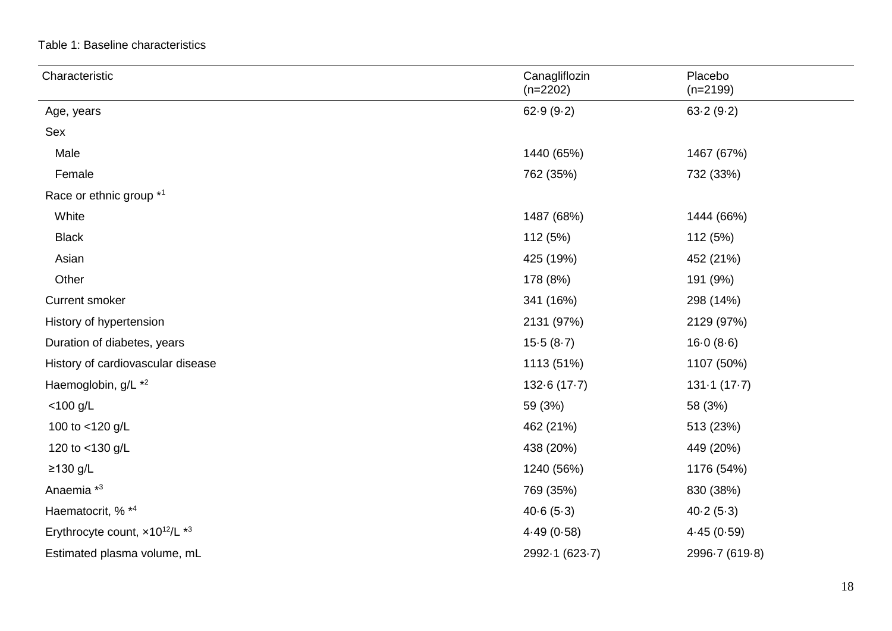Table 1: Baseline characteristics

| Characteristic | Canagliflozin (n=2202) | Placebo (n=2199) |
|---|---|---|
| Age, years | 62·9 (9·2) | 63·2 (9·2) |
| Sex | | |
| Male | 1440 (65%) | 1467 (67%) |
| Female | 762 (35%) | 732 (33%) |
| Race or ethnic group *[1] | | |
| White | 1487 (68%) | 1444 (66%) |
| Black | 112 (5%) | 112 (5%) |
| Asian | 425 (19%) | 452 (21%) |
| Other | 178 (8%) | 191 (9%) |
| Current smoker | 341 (16%) | 298 (14%) |
| History of hypertension | 2131 (97%) | 2129 (97%) |
| Duration of diabetes, years | 15·5 (8·7) | 16·0 (8·6) |
| History of cardiovascular disease | 1113 (51%) | 1107 (50%) |
| Haemoglobin, g/L *[2] | 132·6 (17·7) | 131·1 (17·7) |
| <100 g/L | 59 (3%) | 58 (3%) |
| 100 to <120 g/L | 462 (21%) | 513 (23%) |
| 120 to <130 g/L | 438 (20%) | 449 (20%) |
| ≥130 g/L | 1240 (56%) | 1176 (54%) |
| Anaemia *[3] | 769 (35%) | 830 (38%) |
| Haematocrit, % *[4] | 40·6 (5·3) | 40·2 (5·3) |
| Erythrocyte count, $\times 10^{12}$/L *[3] | 4·49 (0·58) | 4·45 (0·59) |
| Estimated plasma volume, mL | 2992·1 (623·7) | 2996·7 (619·8) |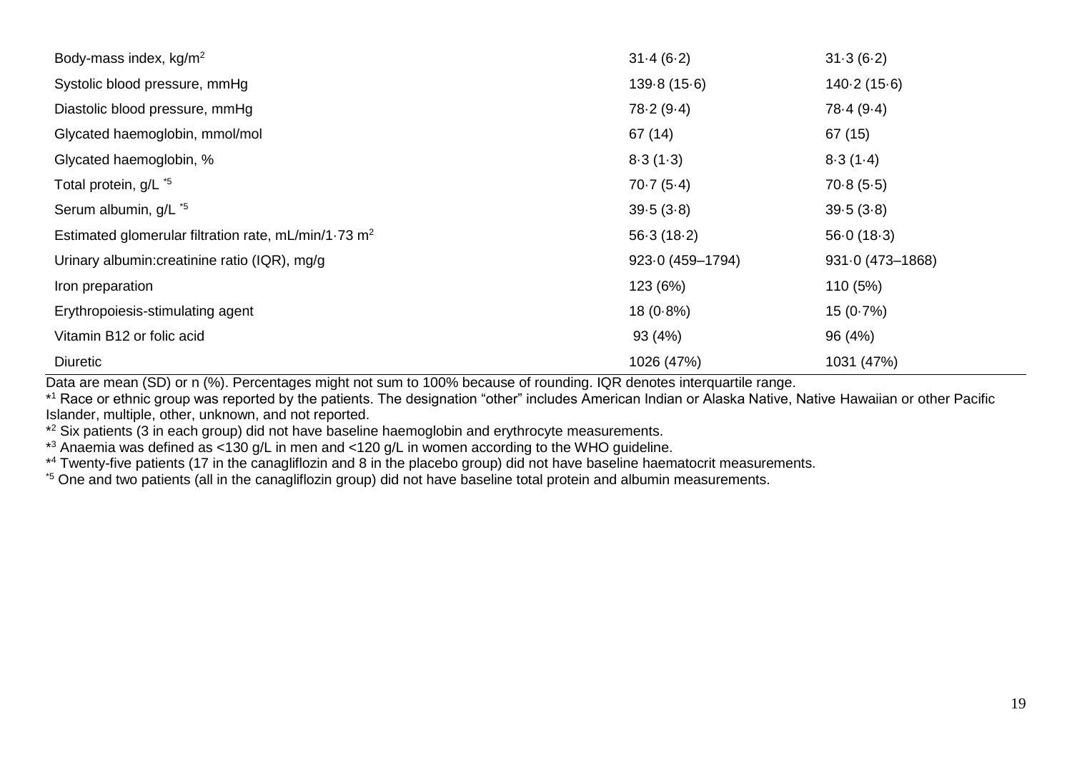| | | |
|---|---|---|
| Body-mass index, kg/m$^2$ | 31·4 (6·2) | 31·3 (6·2) |
| Systolic blood pressure, mmHg | 139·8 (15·6) | 140·2 (15·6) |
| Diastolic blood pressure, mmHg | 78·2 (9·4) | 78·4 (9·4) |
| Glycated haemoglobin, mmol/mol | 67 (14) | 67 (15) |
| Glycated haemoglobin, % | 8·3 (1·3) | 8·3 (1·4) |
| Total protein, g/L *5 | 70·7 (5·4) | 70·8 (5·5) |
| Serum albumin, g/L *5 | 39·5 (3·8) | 39·5 (3·8) |
| Estimated glomerular filtration rate, mL/min/1·73 m$^2$ | 56·3 (18·2) | 56·0 (18·3) |
| Urinary albumin:creatinine ratio (IQR), mg/g | 923·0 (459–1794) | 931·0 (473–1868) |
| Iron preparation | 123 (6%) | 110 (5%) |
| Erythropoiesis-stimulating agent | 18 (0·8%) | 15 (0·7%) |
| Vitamin B12 or folic acid | 93 (4%) | 96 (4%) |
| Diuretic | 1026 (47%) | 1031 (47%) |

Data are mean (SD) or n (%). Percentages might not sum to 100% because of rounding. IQR denotes interquartile range.

*1 Race or ethnic group was reported by the patients. The designation "other" includes American Indian or Alaska Native, Native Hawaiian or other Pacific Islander, multiple, other, unknown, and not reported.

*2 Six patients (3 in each group) did not have baseline haemoglobin and erythrocyte measurements.

*3 Anaemia was defined as <130 g/L in men and <120 g/L in women according to the WHO guideline.

*4 Twenty-five patients (17 in the canagliflozin and 8 in the placebo group) did not have baseline haematocrit measurements.

*5 One and two patients (all in the canagliflozin group) did not have baseline total protein and albumin measurements.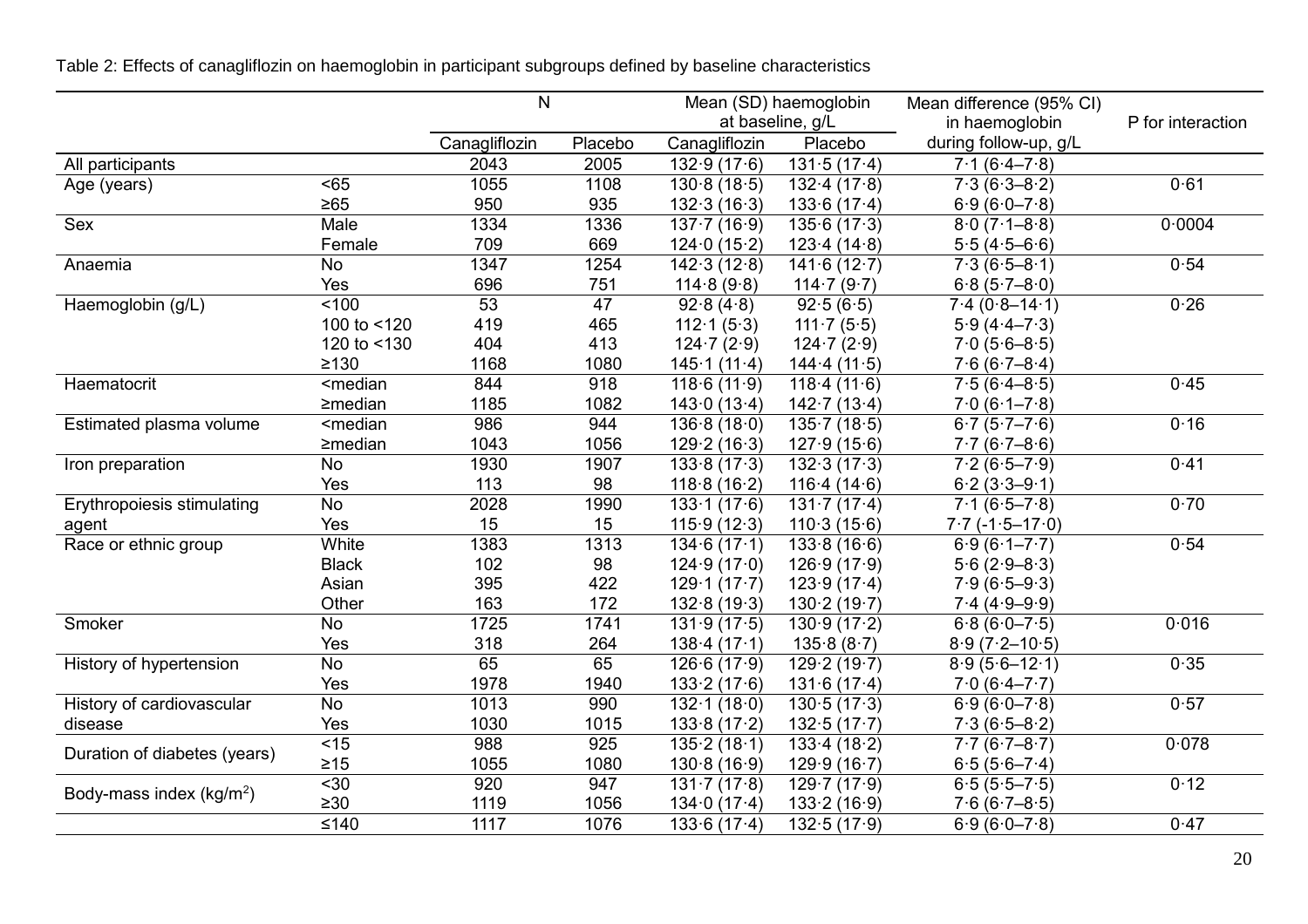Table 2: Effects of canagliflozin on haemoglobin in participant subgroups defined by baseline characteristics

| | | N | | Mean (SD) haemoglobin at baseline, g/L | | Mean difference (95% CI) in haemoglobin during follow-up, g/L | P for interaction |
|---|---|---|---|---|---|---|---|
| | | Canagliflozin | Placebo | Canagliflozin | Placebo | | |
| All participants | | 2043 | 2005 | 132·9 (17·6) | 131·5 (17·4) | 7·1 (6·4–7·8) | |
| Age (years) | <65 | 1055 | 1108 | 130·8 (18·5) | 132·4 (17·8) | 7·3 (6·3–8·2) | 0·61 |
| | ≥65 | 950 | 935 | 132·3 (16·3) | 133·6 (17·4) | 6·9 (6·0–7·8) | |
| Sex | Male | 1334 | 1336 | 137·7 (16·9) | 135·6 (17·3) | 8·0 (7·1–8·8) | 0·0004 |
| | Female | 709 | 669 | 124·0 (15·2) | 123·4 (14·8) | 5·5 (4·5–6·6) | |
| Anaemia | No | 1347 | 1254 | 142·3 (12·8) | 141·6 (12·7) | 7·3 (6·5–8·1) | 0·54 |
| | Yes | 696 | 751 | 114·8 (9·8) | 114·7 (9·7) | 6·8 (5·7–8·0) | |
| Haemoglobin (g/L) | <100 | 53 | 47 | 92·8 (4·8) | 92·5 (6·5) | 7·4 (0·8–14·1) | 0·26 |
| | 100 to <120 | 419 | 465 | 112·1 (5·3) | 111·7 (5·5) | 5·9 (4·4–7·3) | |
| | 120 to <130 | 404 | 413 | 124·7 (2·9) | 124·7 (2·9) | 7·0 (5·6–8·5) | |
| | ≥130 | 1168 | 1080 | 145·1 (11·4) | 144·4 (11·5) | 7·6 (6·7–8·4) | |
| Haematocrit | <median | 844 | 918 | 118·6 (11·9) | 118·4 (11·6) | 7·5 (6·4–8·5) | 0·45 |
| | ≥median | 1185 | 1082 | 143·0 (13·4) | 142·7 (13·4) | 7·0 (6·1–7·8) | |
| Estimated plasma volume | <median | 986 | 944 | 136·8 (18·0) | 135·7 (18·5) | 6·7 (5·7–7·6) | 0·16 |
| | ≥median | 1043 | 1056 | 129·2 (16·3) | 127·9 (15·6) | 7·7 (6·7–8·6) | |
| Iron preparation | No | 1930 | 1907 | 133·8 (17·3) | 132·3 (17·3) | 7·2 (6·5–7·9) | 0·41 |
| | Yes | 113 | 98 | 118·8 (16·2) | 116·4 (14·6) | 6·2 (3·3–9·1) | |
| Erythropoiesis stimulating agent | No | 2028 | 1990 | 133·1 (17·6) | 131·7 (17·4) | 7·1 (6·5–7·8) | 0·70 |
| | Yes | 15 | 15 | 115·9 (12·3) | 110·3 (15·6) | 7·7 (-1·5–17·0) | |
| Race or ethnic group | White | 1383 | 1313 | 134·6 (17·1) | 133·8 (16·6) | 6·9 (6·1–7·7) | 0·54 |
| | Black | 102 | 98 | 124·9 (17·0) | 126·9 (17·9) | 5·6 (2·9–8·3) | |
| | Asian | 395 | 422 | 129·1 (17·7) | 123·9 (17·4) | 7·9 (6·5–9·3) | |
| | Other | 163 | 172 | 132·8 (19·3) | 130·2 (19·7) | 7·4 (4·9–9·9) | |
| Smoker | No | 1725 | 1741 | 131·9 (17·5) | 130·9 (17·2) | 6·8 (6·0–7·5) | 0·016 |
| | Yes | 318 | 264 | 138·4 (17·1) | 135·8 (8·7) | 8·9 (7·2–10·5) | |
| History of hypertension | No | 65 | 65 | 126·6 (17·9) | 129·2 (19·7) | 8·9 (5·6–12·1) | 0·35 |
| | Yes | 1978 | 1940 | 133·2 (17·6) | 131·6 (17·4) | 7·0 (6·4–7·7) | |
| History of cardiovascular disease | No | 1013 | 990 | 132·1 (18·0) | 130·5 (17·3) | 6·9 (6·0–7·8) | 0·57 |
| | Yes | 1030 | 1015 | 133·8 (17·2) | 132·5 (17·7) | 7·3 (6·5–8·2) | |
| Duration of diabetes (years) | <15 | 988 | 925 | 135·2 (18·1) | 133·4 (18·2) | 7·7 (6·7–8·7) | 0·078 |
| | ≥15 | 1055 | 1080 | 130·8 (16·9) | 129·9 (16·7) | 6·5 (5·6–7·4) | |
| Body-mass index (kg/m$^2$) | <30 | 920 | 947 | 131·7 (17·8) | 129·7 (17·9) | 6·5 (5·5–7·5) | 0·12 |
| | ≥30 | 1119 | 1056 | 134·0 (17·4) | 133·2 (16·9) | 7·6 (6·7–8·5) | |
| | ≤140 | 1117 | 1076 | 133·6 (17·4) | 132·5 (17·9) | 6·9 (6·0–7·8) | 0·47 |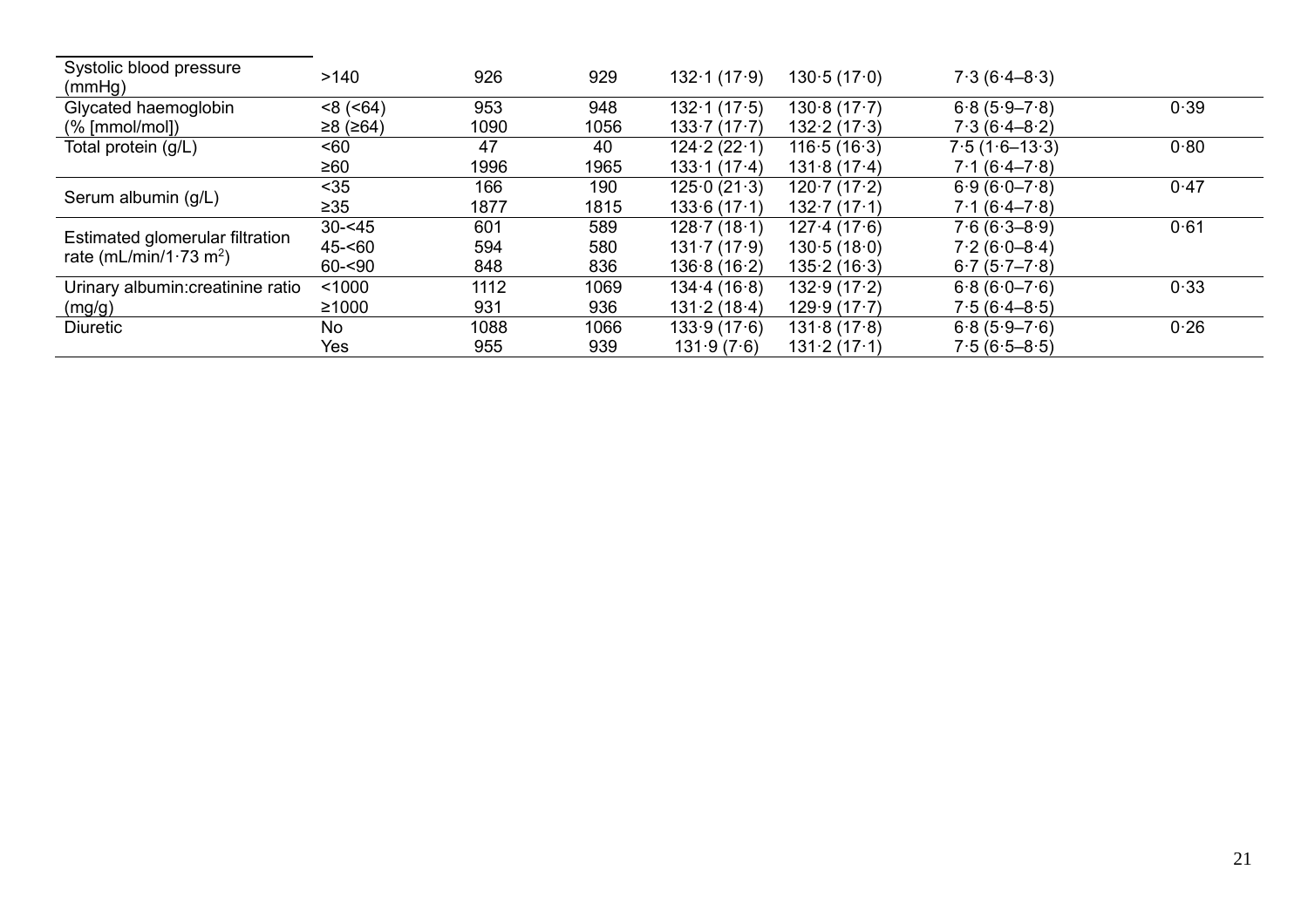| | | | | | | | |
|---|---|---|---|---|---|---|---|
| Systolic blood pressure (mmHg) | >140 | 926 | 929 | 132·1 (17·9) | 130·5 (17·0) | 7·3 (6·4–8·3) | |
| Glycated haemoglobin (% [mmol/mol]) | <8 (<64) | 953 | 948 | 132·1 (17·5) | 130·8 (17·7) | 6·8 (5·9–7·8) | 0·39 |
| | ≥8 (≥64) | 1090 | 1056 | 133·7 (17·7) | 132·2 (17·3) | 7·3 (6·4–8·2) | |
| Total protein (g/L) | <60 | 47 | 40 | 124·2 (22·1) | 116·5 (16·3) | 7·5 (1·6–13·3) | 0·80 |
| | ≥60 | 1996 | 1965 | 133·1 (17·4) | 131·8 (17·4) | 7·1 (6·4–7·8) | |
| Serum albumin (g/L) | <35 | 166 | 190 | 125·0 (21·3) | 120·7 (17·2) | 6·9 (6·0–7·8) | 0·47 |
| | ≥35 | 1877 | 1815 | 133·6 (17·1) | 132·7 (17·1) | 7·1 (6·4–7·8) | |
| Estimated glomerular filtration rate (mL/min/1·73 $m^2$) | 30-<45 | 601 | 589 | 128·7 (18·1) | 127·4 (17·6) | 7·6 (6·3–8·9) | 0·61 |
| | 45-<60 | 594 | 580 | 131·7 (17·9) | 130·5 (18·0) | 7·2 (6·0–8·4) | |
| | 60-<90 | 848 | 836 | 136·8 (16·2) | 135·2 (16·3) | 6·7 (5·7–7·8) | |
| Urinary albumin:creatinine ratio (mg/g) | <1000 | 1112 | 1069 | 134·4 (16·8) | 132·9 (17·2) | 6·8 (6·0–7·6) | 0·33 |
| | ≥1000 | 931 | 936 | 131·2 (18·4) | 129·9 (17·7) | 7·5 (6·4–8·5) | |
| Diuretic | No | 1088 | 1066 | 133·9 (17·6) | 131·8 (17·8) | 6·8 (5·9–7·6) | 0·26 |
| | Yes | 955 | 939 | 131·9 (7·6) | 131·2 (17·1) | 7·5 (6·5–8·5) | |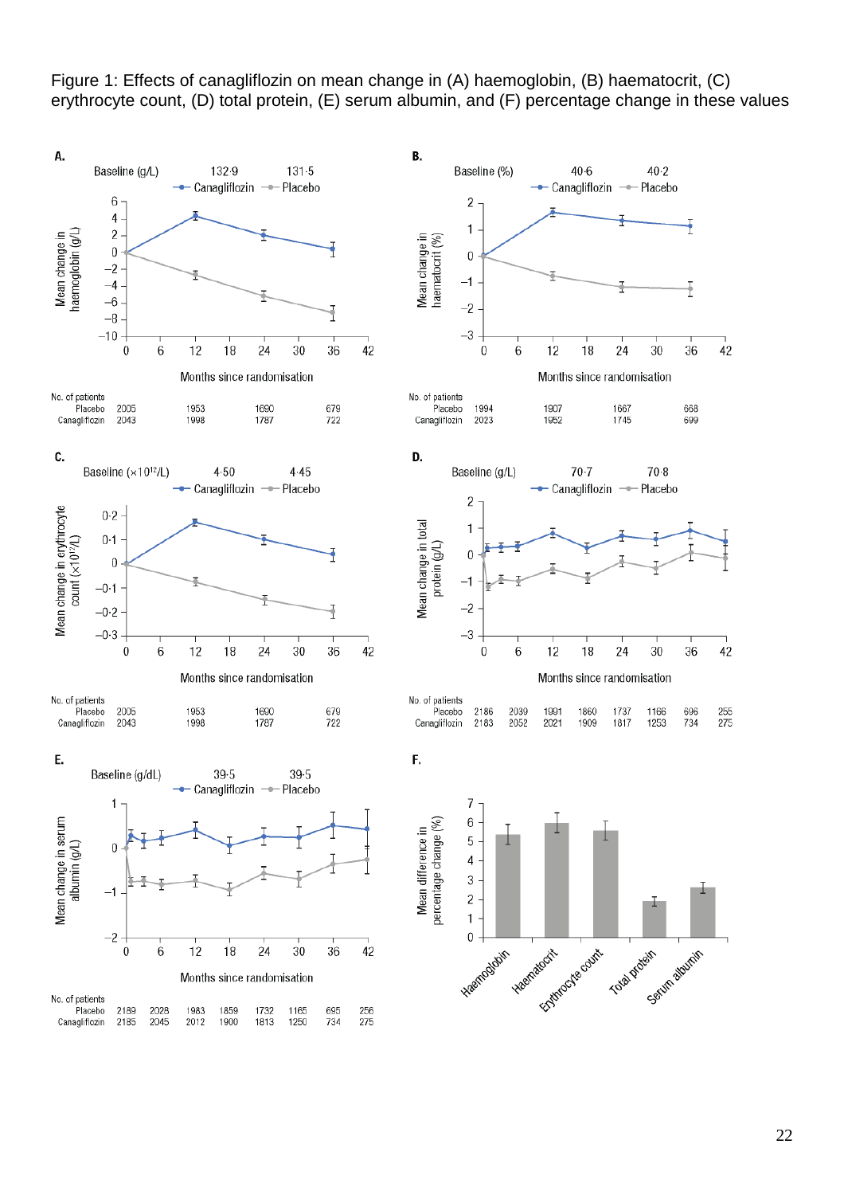Figure 1: Effects of canagliflozin on mean change in (A) haemoglobin, (B) haematocrit, (C) erythrocyte count, (D) total protein, (E) serum albumin, and (F) percentage change in these values

**A.**

Baseline (g/L): Canagliflozin 132·9; Placebo 131·5

| No. of patients | 0 | 12 | 24 | 36 |
|---|---|---|---|---|
| Placebo | 2005 | 1953 | 1690 | 679 |
| Canagliflozin | 2043 | 1998 | 1787 | 722 |

**B.**

Baseline (%): Canagliflozin 40·6; Placebo 40·2

| No. of patients | 0 | 12 | 24 | 36 |
|---|---|---|---|---|
| Placebo | 1994 | 1907 | 1667 | 668 |
| Canagliflozin | 2023 | 1952 | 1745 | 699 |

**C.**

Baseline ($\times 10^{12}$/L): Canagliflozin 4·50; Placebo 4·45

| No. of patients | 0 | 12 | 24 | 36 |
|---|---|---|---|---|
| Placebo | 2005 | 1953 | 1690 | 679 |
| Canagliflozin | 2043 | 1998 | 1787 | 722 |

**D.**

Baseline (g/L): Canagliflozin 70·7; Placebo 70·8

| No. of patients | 0 | 6 | 12 | 18 | 24 | 30 | 36 | 42 |
|---|---|---|---|---|---|---|---|---|
| Placebo | 2186 | 2039 | 1991 | 1860 | 1737 | 1166 | 696 | 255 |
| Canagliflozin | 2183 | 2052 | 2021 | 1909 | 1817 | 1253 | 734 | 275 |

**E.**

Baseline (g/dL): Canagliflozin 39·5; Placebo 39·5

| No. of patients | 0 | 6 | 12 | 18 | 24 | 30 | 36 | 42 |
|---|---|---|---|---|---|---|---|---|
| Placebo | 2189 | 2028 | 1983 | 1859 | 1732 | 1165 | 695 | 256 |
| Canagliflozin | 2185 | 2045 | 2012 | 1900 | 1813 | 1250 | 734 | 275 |

**F.**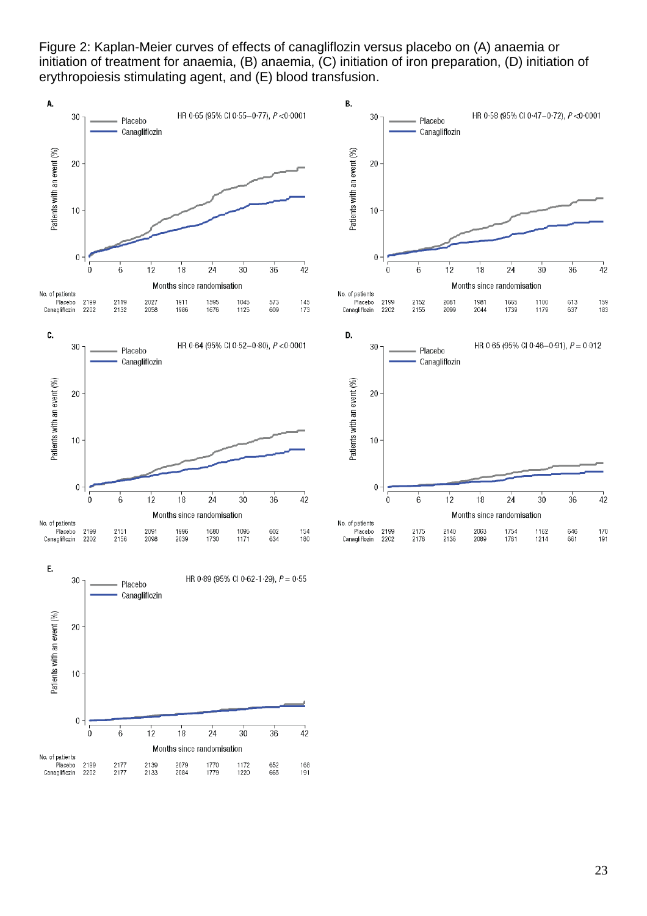Figure 2: Kaplan-Meier curves of effects of canagliflozin versus placebo on (A) anaemia or initiation of treatment for anaemia, (B) anaemia, (C) initiation of iron preparation, (D) initiation of erythropoiesis stimulating agent, and (E) blood transfusion.

**A.** HR 0·65 (95% CI 0·55–0·77), $P$ <0·0001

| Months since randomisation | 0 | 6 | 12 | 18 | 24 | 30 | 36 | 42 |
|---|---|---|---|---|---|---|---|---|
| Placebo | 2199 | 2119 | 2027 | 1911 | 1595 | 1045 | 573 | 145 |
| Canagliflozin | 2202 | 2132 | 2058 | 1986 | 1676 | 1125 | 609 | 173 |

**B.** HR 0·58 (95% CI 0·47–0·72), $P$ <0·0001

| Months since randomisation | 0 | 6 | 12 | 18 | 24 | 30 | 36 | 42 |
|---|---|---|---|---|---|---|---|---|
| Placebo | 2199 | 2152 | 2081 | 1981 | 1665 | 1100 | 613 | 159 |
| Canagliflozin | 2202 | 2155 | 2099 | 2044 | 1739 | 1179 | 637 | 183 |

**C.** HR 0·64 (95% CI 0·52–0·80), $P$ <0·0001

| Months since randomisation | 0 | 6 | 12 | 18 | 24 | 30 | 36 | 42 |
|---|---|---|---|---|---|---|---|---|
| Placebo | 2199 | 2151 | 2091 | 1996 | 1680 | 1095 | 602 | 154 |
| Canagliflozin | 2202 | 2156 | 2098 | 2039 | 1730 | 1171 | 634 | 180 |

**D.** HR 0·65 (95% CI 0·46–0·91), $P$ = 0·012

| Months since randomisation | 0 | 6 | 12 | 18 | 24 | 30 | 36 | 42 |
|---|---|---|---|---|---|---|---|---|
| Placebo | 2199 | 2175 | 2140 | 2063 | 1754 | 1162 | 646 | 170 |
| Canagliflozin | 2202 | 2178 | 2136 | 2089 | 1781 | 1214 | 661 | 191 |

**E.** HR 0·89 (95% CI 0·62–1·29), $P$ = 0·55

| Months since randomisation | 0 | 6 | 12 | 18 | 24 | 30 | 36 | 42 |
|---|---|---|---|---|---|---|---|---|
| Placebo | 2199 | 2177 | 2139 | 2079 | 1770 | 1172 | 652 | 168 |
| Canagliflozin | 2202 | 2177 | 2133 | 2084 | 1779 | 1220 | 665 | 191 |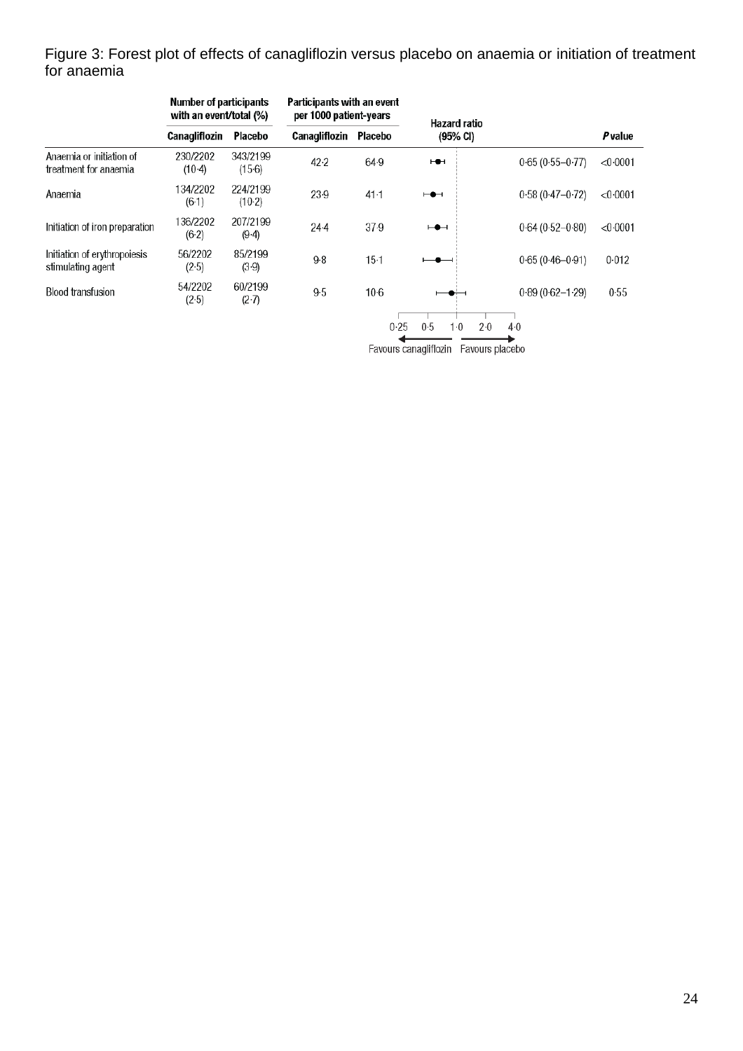Figure 3: Forest plot of effects of canagliflozin versus placebo on anaemia or initiation of treatment for anaemia

| | Number of participants with an event/total (%) | | Participants with an event per 1000 patient-years | | Hazard ratio (95% CI) | *P* value |
|---|---|---|---|---|---|---|
| | Canagliflozin | Placebo | Canagliflozin | Placebo | | |
| Anaemia or initiation of treatment for anaemia | 230/2202 (10·4) | 343/2199 (15·6) | 42·2 | 64·9 | 0·65 (0·55–0·77) | <0·0001 |
| Anaemia | 134/2202 (6·1) | 224/2199 (10·2) | 23·9 | 41·1 | 0·58 (0·47–0·72) | <0·0001 |
| Initiation of iron preparation | 136/2202 (6·2) | 207/2199 (9·4) | 24·4 | 37·9 | 0·64 (0·52–0·80) | <0·0001 |
| Initiation of erythropoiesis stimulating agent | 56/2202 (2·5) | 85/2199 (3·9) | 9·8 | 15·1 | 0·65 (0·46–0·91) | 0·012 |
| Blood transfusion | 54/2202 (2·5) | 60/2199 (2·7) | 9·5 | 10·6 | 0·89 (0·62–1·29) | 0·55 |

0·25 0·5 1·0 2·0 4·0

Favours canagliflozin ← → Favours placebo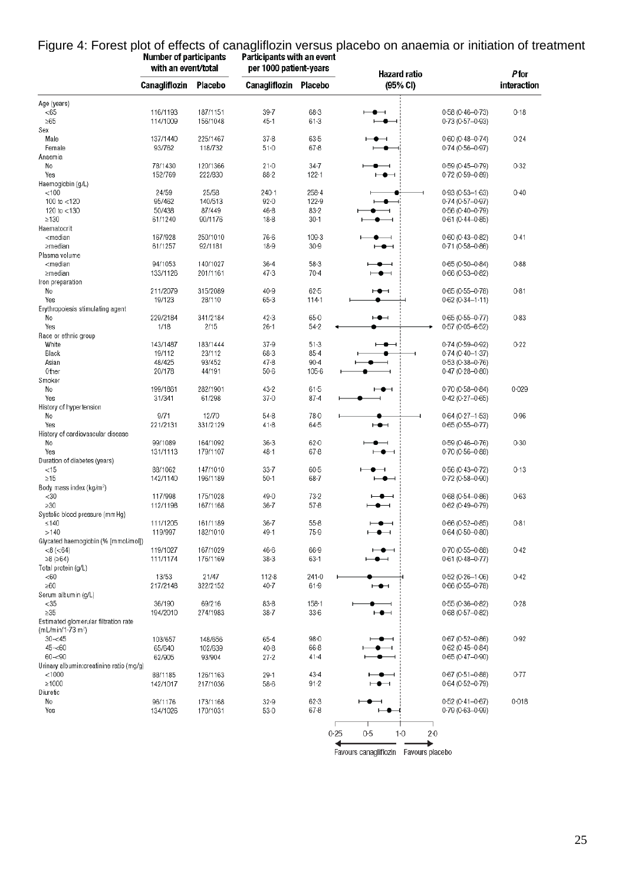Figure 4: Forest plot of effects of canagliflozin versus placebo on anaemia or initiation of treatment

| | Number of participants with an event/total | | Participants with an event per 1000 patient-years | | Hazard ratio (95% CI) | P for interaction |
|---|---|---|---|---|---|---|
| | Canagliflozin | Placebo | Canagliflozin | Placebo | | |
| **Age (years)** | | | | | | |
| <65 | 116/1193 | 187/1151 | 39·7 | 68·3 | 0·58 (0·46–0·73) | 0·18 |
| ≥65 | 114/1009 | 156/1048 | 45·1 | 61·3 | 0·73 (0·57–0·93) | |
| **Sex** | | | | | | |
| Male | 137/1440 | 225/1467 | 37·8 | 63·5 | 0·60 (0·48–0·74) | 0·24 |
| Female | 93/762 | 118/732 | 51·0 | 67·8 | 0·74 (0·56–0·97) | |
| **Anaemia** | | | | | | |
| No | 78/1430 | 120/1366 | 21·0 | 34·7 | 0·59 (0·45–0·79) | 0·32 |
| Yes | 152/769 | 222/830 | 88·2 | 122·1 | 0·72 (0·59–0·89) | |
| **Haemoglobin (g/L)** | | | | | | |
| <100 | 24/59 | 25/58 | 240·1 | 258·4 | 0·93 (0·53–1·63) | 0·40 |
| 100 to <120 | 95/462 | 140/513 | 92·0 | 122·9 | 0·74 (0·57–0·97) | |
| 120 to <130 | 50/438 | 87/449 | 46·8 | 83·2 | 0·56 (0·40–0·79) | |
| ≥130 | 61/1240 | 90/1176 | 18·8 | 30·1 | 0·61 (0·44–0·85) | |
| **Haematocrit** | | | | | | |
| <median | 167/928 | 250/1010 | 76·6 | 109·3 | 0·60 (0·43–0·82) | 0·41 |
| ≥median | 61/1257 | 92/1181 | 18·9 | 30·9 | 0·71 (0·58–0·86) | |
| **Plasma volume** | | | | | | |
| <median | 94/1053 | 140/1027 | 36·4 | 58·3 | 0·65 (0·50–0·84) | 0·88 |
| ≥median | 133/1126 | 201/1161 | 47·3 | 70·4 | 0·66 (0·53–0·82) | |
| **Iron preparation** | | | | | | |
| No | 211/2079 | 315/2089 | 40·9 | 62·5 | 0·65 (0·55–0·78) | 0·81 |
| Yes | 19/123 | 28/110 | 65·3 | 114·1 | 0·62 (0·34–1·11) | |
| **Erythropoiesis stimulating agent** | | | | | | |
| No | 229/2184 | 341/2184 | 42·3 | 65·0 | 0·65 (0·55–0·77) | 0·83 |
| Yes | 1/18 | 2/15 | 26·1 | 54·2 | 0·57 (0·05–6·52) | |
| **Race or ethnic group** | | | | | | |
| White | 143/1487 | 183/1444 | 37·9 | 51·3 | 0·74 (0·59–0·92) | 0·22 |
| Black | 19/112 | 23/112 | 68·3 | 85·4 | 0·74 (0·40–1·37) | |
| Asian | 48/425 | 93/452 | 47·8 | 90·4 | 0·53 (0·38–0·76) | |
| Other | 20/178 | 44/191 | 50·6 | 105·6 | 0·47 (0·28–0·80) | |
| **Smoker** | | | | | | |
| No | 199/1861 | 282/1901 | 43·2 | 61·5 | 0·70 (0·58–0·84) | 0·029 |
| Yes | 31/341 | 61/298 | 37·0 | 87·4 | 0·42 (0·27–0·65) | |
| **History of hypertension** | | | | | | |
| No | 9/71 | 12/70 | 54·8 | 78·0 | 0·64 (0·27–1·53) | 0·96 |
| Yes | 221/2131 | 331/2129 | 41·8 | 64·5 | 0·65 (0·55–0·77) | |
| **History of cardiovascular disease** | | | | | | |
| No | 99/1089 | 164/1092 | 36·3 | 62·0 | 0·59 (0·46–0·76) | 0·30 |
| Yes | 131/1113 | 179/1107 | 48·1 | 67·8 | 0·70 (0·56–0·88) | |
| **Duration of diabetes (years)** | | | | | | |
| <15 | 88/1062 | 147/1010 | 33·7 | 60·5 | 0·56 (0·43–0·72) | 0·13 |
| ≥15 | 142/1140 | 196/1189 | 50·1 | 68·7 | 0·72 (0·58–0·90) | |
| **Body mass index (kg/m²)** | | | | | | |
| <30 | 117/998 | 175/1028 | 49·0 | 73·2 | 0·68 (0·54–0·86) | 0·63 |
| ≥30 | 112/1198 | 167/1168 | 36·7 | 57·8 | 0·62 (0·49–0·79) | |
| **Systolic blood pressure (mm Hg)** | | | | | | |
| ≤140 | 111/1205 | 161/1189 | 36·7 | 55·8 | 0·66 (0·52–0·85) | 0·81 |
| >140 | 119/997 | 182/1010 | 49·1 | 75·9 | 0·64 (0·50–0·80) | |
| **Glycated haemoglobin (% [mmol/mol])** | | | | | | |
| <8 (<64) | 119/1027 | 167/1029 | 46·6 | 66·9 | 0·70 (0·55–0·88) | 0·42 |
| ≥8 (≥64) | 111/1174 | 176/1169 | 38·3 | 63·1 | 0·61 (0·48–0·77) | |
| **Total protein (g/L)** | | | | | | |
| <60 | 13/53 | 21/47 | 112·8 | 241·0 | 0·52 (0·26–1·06) | 0·42 |
| ≥60 | 217/2148 | 322/2152 | 40·7 | 61·9 | 0·66 (0·55–0·78) | |
| **Serum albumin (g/L)** | | | | | | |
| <35 | 36/190 | 69/216 | 83·8 | 158·1 | 0·55 (0·36–0·82) | 0·28 |
| ≥35 | 194/2010 | 274/1983 | 38·7 | 33·6 | 0·68 (0·57–0·82) | |
| **Estimated glomerular filtration rate (mL/min/1·73 m²)** | | | | | | |
| 30–<45 | 103/657 | 148/656 | 65·4 | 98·0 | 0·67 (0·52–0·86) | 0·92 |
| 45–<60 | 65/640 | 102/639 | 40·8 | 66·8 | 0·62 (0·45–0·84) | |
| 60–<90 | 62/905 | 93/904 | 27·2 | 41·4 | 0·65 (0·47–0·90) | |
| **Urinary albumin:creatinine ratio (mg/g)** | | | | | | |
| <1000 | 88/1185 | 126/1163 | 29·1 | 43·4 | 0·67 (0·51–0·88) | 0·77 |
| ≥1000 | 142/1017 | 217/1036 | 58·6 | 91·2 | 0·64 (0·52–0·79) | |
| **Diuretic** | | | | | | |
| No | 96/1176 | 173/1168 | 32·9 | 62·3 | 0·52 (0·41–0·67) | 0·018 |
| Yes | 134/1026 | 170/1031 | 53·0 | 67·8 | 0·79 (0·63–0·99) | |

Hazard ratio axis: 0·25, 0·5, 1·0, 2·0

← Favours canagliflozin | Favours placebo →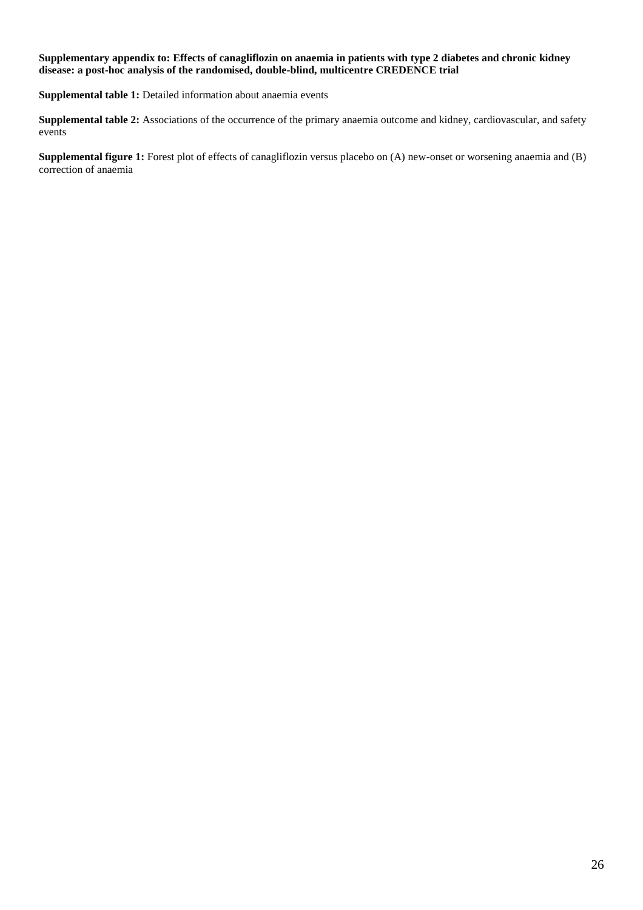**Supplementary appendix to: Effects of canagliflozin on anaemia in patients with type 2 diabetes and chronic kidney disease: a post-hoc analysis of the randomised, double-blind, multicentre CREDENCE trial**

**Supplemental table 1:** Detailed information about anaemia events

**Supplemental table 2:** Associations of the occurrence of the primary anaemia outcome and kidney, cardiovascular, and safety events

**Supplemental figure 1:** Forest plot of effects of canagliflozin versus placebo on (A) new-onset or worsening anaemia and (B) correction of anaemia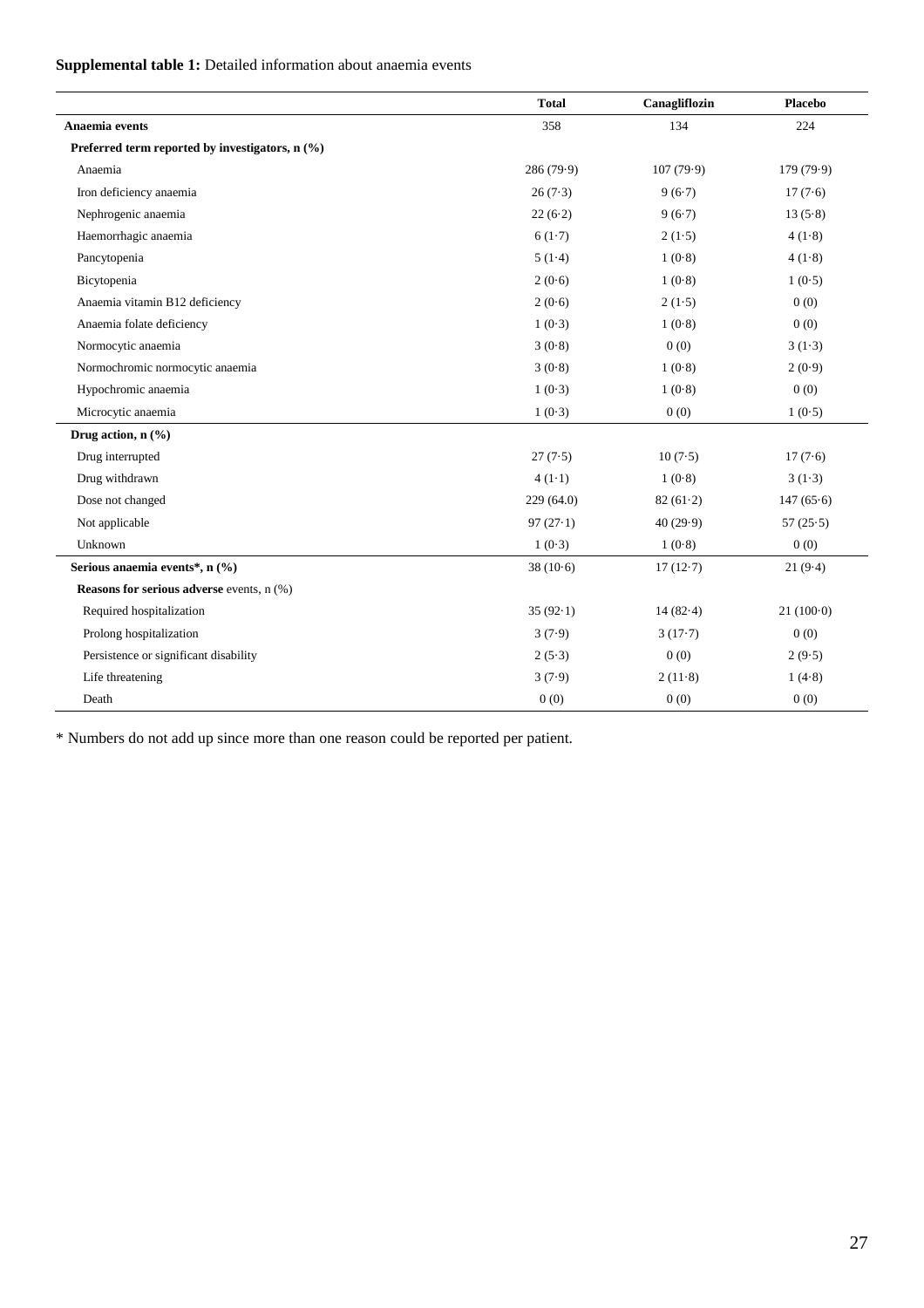**Supplemental table 1:** Detailed information about anaemia events

| | Total | Canagliflozin | Placebo |
|---|---|---|---|
| **Anaemia events** | 358 | 134 | 224 |
| **Preferred term reported by investigators, n (%)** | | | |
| Anaemia | 286 (79·9) | 107 (79·9) | 179 (79·9) |
| Iron deficiency anaemia | 26 (7·3) | 9 (6·7) | 17 (7·6) |
| Nephrogenic anaemia | 22 (6·2) | 9 (6·7) | 13 (5·8) |
| Haemorrhagic anaemia | 6 (1·7) | 2 (1·5) | 4 (1·8) |
| Pancytopenia | 5 (1·4) | 1 (0·8) | 4 (1·8) |
| Bicytopenia | 2 (0·6) | 1 (0·8) | 1 (0·5) |
| Anaemia vitamin B12 deficiency | 2 (0·6) | 2 (1·5) | 0 (0) |
| Anaemia folate deficiency | 1 (0·3) | 1 (0·8) | 0 (0) |
| Normocytic anaemia | 3 (0·8) | 0 (0) | 3 (1·3) |
| Normochromic normocytic anaemia | 3 (0·8) | 1 (0·8) | 2 (0·9) |
| Hypochromic anaemia | 1 (0·3) | 1 (0·8) | 0 (0) |
| Microcytic anaemia | 1 (0·3) | 0 (0) | 1 (0·5) |
| **Drug action, n (%)** | | | |
| Drug interrupted | 27 (7·5) | 10 (7·5) | 17 (7·6) |
| Drug withdrawn | 4 (1·1) | 1 (0·8) | 3 (1·3) |
| Dose not changed | 229 (64.0) | 82 (61·2) | 147 (65·6) |
| Not applicable | 97 (27·1) | 40 (29·9) | 57 (25·5) |
| Unknown | 1 (0·3) | 1 (0·8) | 0 (0) |
| **Serious anaemia events\*, n (%)** | 38 (10·6) | 17 (12·7) | 21 (9·4) |
| **Reasons for serious adverse** events, n (%) | | | |
| Required hospitalization | 35 (92·1) | 14 (82·4) | 21 (100·0) |
| Prolong hospitalization | 3 (7·9) | 3 (17·7) | 0 (0) |
| Persistence or significant disability | 2 (5·3) | 0 (0) | 2 (9·5) |
| Life threatening | 3 (7·9) | 2 (11·8) | 1 (4·8) |
| Death | 0 (0) | 0 (0) | 0 (0) |

\* Numbers do not add up since more than one reason could be reported per patient.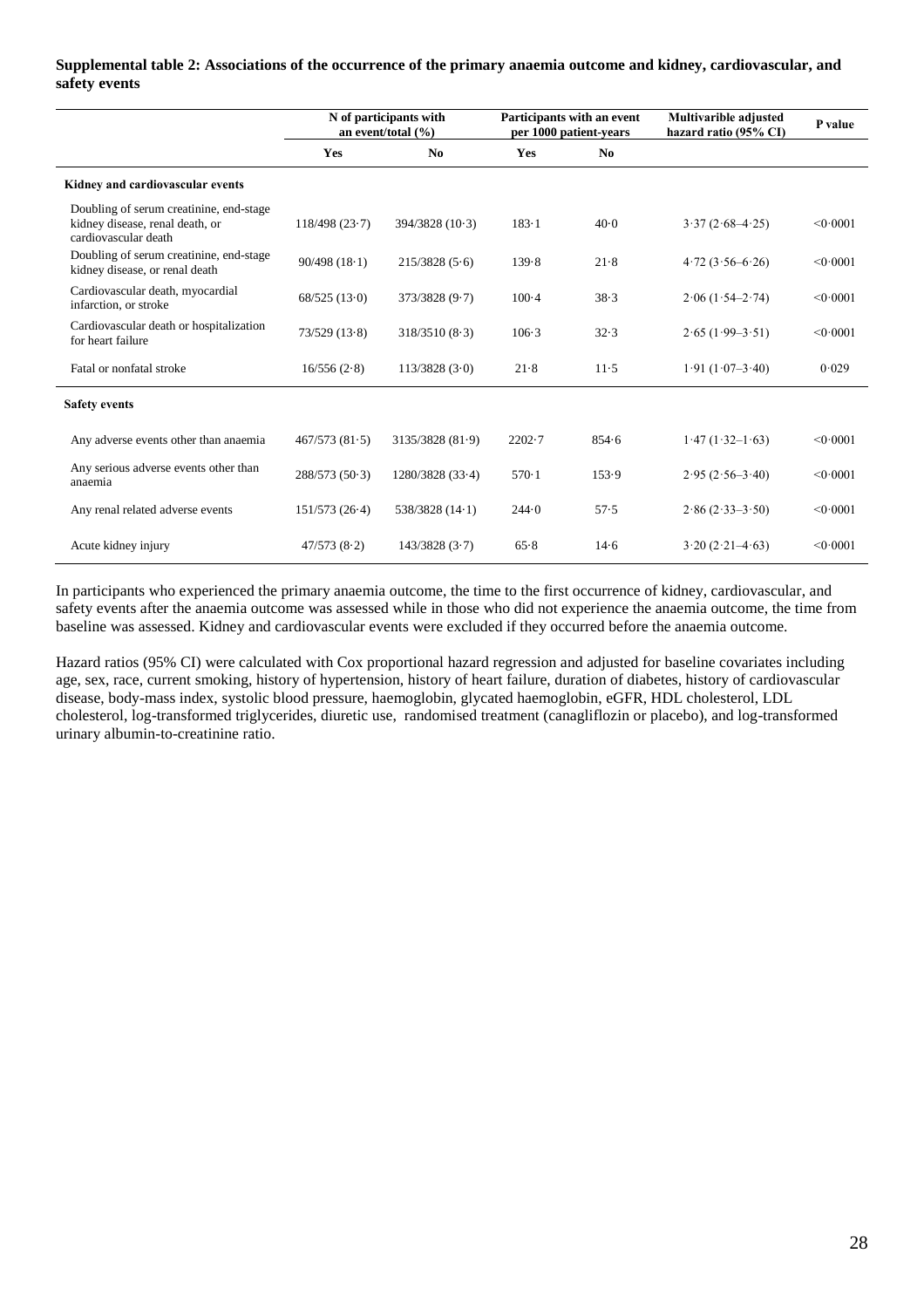**Supplemental table 2: Associations of the occurrence of the primary anaemia outcome and kidney, cardiovascular, and safety events**

| | N of participants with an event/total (%) | | Participants with an event per 1000 patient-years | | Multivarible adjusted hazard ratio (95% CI) | P value |
|---|---|---|---|---|---|---|
| | Yes | No | Yes | No | | |
| **Kidney and cardiovascular events** | | | | | | |
| Doubling of serum creatinine, end-stage kidney disease, renal death, or cardiovascular death | 118/498 (23·7) | 394/3828 (10·3) | 183·1 | 40·0 | 3·37 (2·68–4·25) | <0·0001 |
| Doubling of serum creatinine, end-stage kidney disease, or renal death | 90/498 (18·1) | 215/3828 (5·6) | 139·8 | 21·8 | 4·72 (3·56–6·26) | <0·0001 |
| Cardiovascular death, myocardial infarction, or stroke | 68/525 (13·0) | 373/3828 (9·7) | 100·4 | 38·3 | 2·06 (1·54–2·74) | <0·0001 |
| Cardiovascular death or hospitalization for heart failure | 73/529 (13·8) | 318/3510 (8·3) | 106·3 | 32·3 | 2·65 (1·99–3·51) | <0·0001 |
| Fatal or nonfatal stroke | 16/556 (2·8) | 113/3828 (3·0) | 21·8 | 11·5 | 1·91 (1·07–3·40) | 0·029 |
| **Safety events** | | | | | | |
| Any adverse events other than anaemia | 467/573 (81·5) | 3135/3828 (81·9) | 2202·7 | 854·6 | 1·47 (1·32–1·63) | <0·0001 |
| Any serious adverse events other than anaemia | 288/573 (50·3) | 1280/3828 (33·4) | 570·1 | 153·9 | 2·95 (2·56–3·40) | <0·0001 |
| Any renal related adverse events | 151/573 (26·4) | 538/3828 (14·1) | 244·0 | 57·5 | 2·86 (2·33–3·50) | <0·0001 |
| Acute kidney injury | 47/573 (8·2) | 143/3828 (3·7) | 65·8 | 14·6 | 3·20 (2·21–4·63) | <0·0001 |

In participants who experienced the primary anaemia outcome, the time to the first occurrence of kidney, cardiovascular, and safety events after the anaemia outcome was assessed while in those who did not experience the anaemia outcome, the time from baseline was assessed. Kidney and cardiovascular events were excluded if they occurred before the anaemia outcome.

Hazard ratios (95% CI) were calculated with Cox proportional hazard regression and adjusted for baseline covariates including age, sex, race, current smoking, history of hypertension, history of heart failure, duration of diabetes, history of cardiovascular disease, body-mass index, systolic blood pressure, haemoglobin, glycated haemoglobin, eGFR, HDL cholesterol, LDL cholesterol, log-transformed triglycerides, diuretic use, randomised treatment (canagliflozin or placebo), and log-transformed urinary albumin-to-creatinine ratio.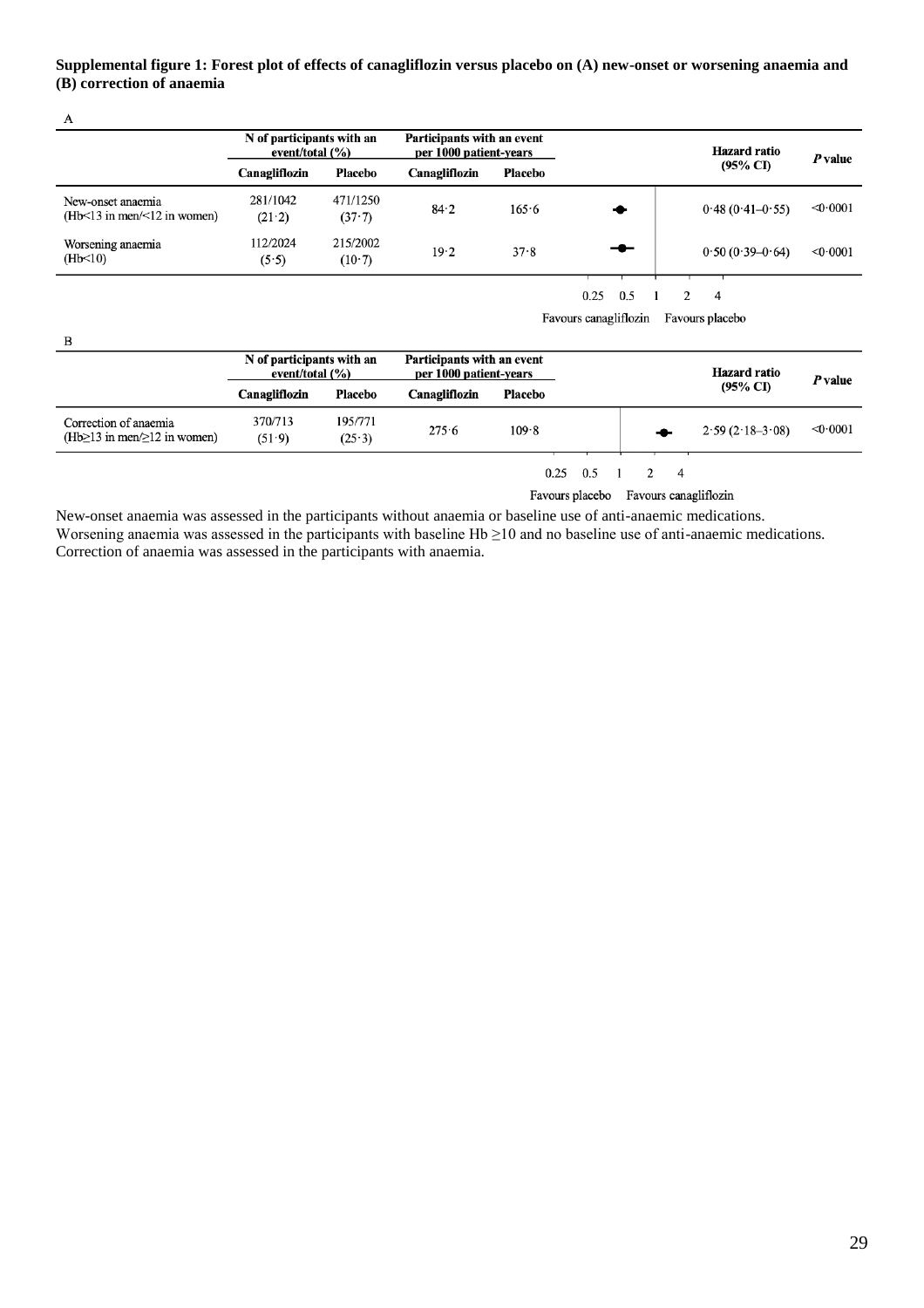**Supplemental figure 1: Forest plot of effects of canagliflozin versus placebo on (A) new-onset or worsening anaemia and (B) correction of anaemia**

A

| | N of participants with an event/total (%) | | Participants with an event per 1000 patient-years | | Hazard ratio (95% CI) | *P* value |
|---|---|---|---|---|---|---|
| | Canagliflozin | Placebo | Canagliflozin | Placebo | | |
| New-onset anaemia (Hb<13 in men/<12 in women) | 281/1042 (21·2) | 471/1250 (37·7) | 84·2 | 165·6 | 0·48 (0·41–0·55) | <0·0001 |
| Worsening anaemia (Hb<10) | 112/2024 (5·5) | 215/2002 (10·7) | 19·2 | 37·8 | 0·50 (0·39–0·64) | <0·0001 |

0.25 0.5 1 2 4

Favours canagliflozin Favours placebo

B

| | N of participants with an event/total (%) | | Participants with an event per 1000 patient-years | | Hazard ratio (95% CI) | *P* value |
|---|---|---|---|---|---|---|
| | Canagliflozin | Placebo | Canagliflozin | Placebo | | |
| Correction of anaemia (Hb≥13 in men/≥12 in women) | 370/713 (51·9) | 195/771 (25·3) | 275·6 | 109·8 | 2·59 (2·18–3·08) | <0·0001 |

0.25 0.5 1 2 4

Favours placebo Favours canagliflozin

New-onset anaemia was assessed in the participants without anaemia or baseline use of anti-anaemic medications.
Worsening anaemia was assessed in the participants with baseline Hb ≥10 and no baseline use of anti-anaemic medications.
Correction of anaemia was assessed in the participants with anaemia.